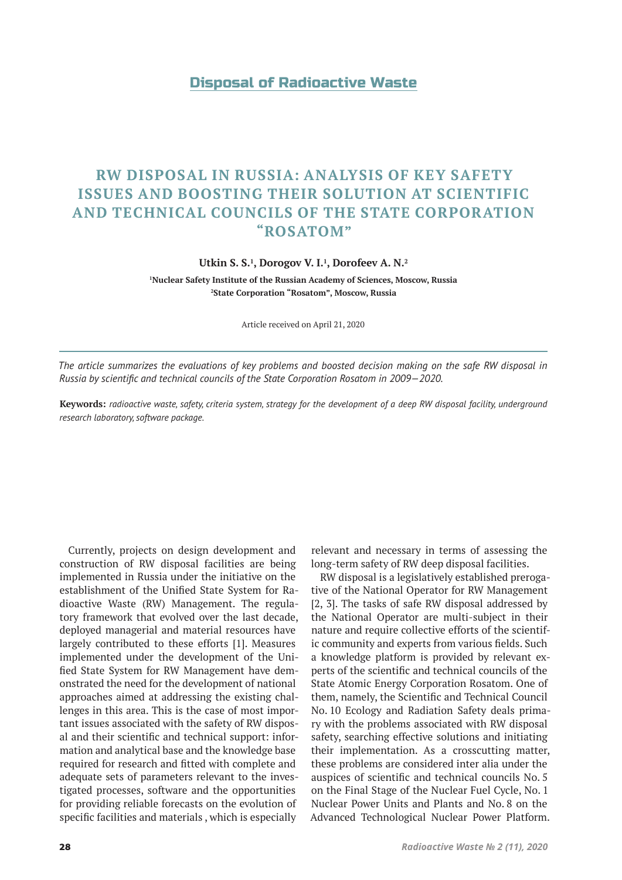Disposal of Radioactive Waste

# RW DISPOSAL IN RUSSIA: ANALYSIS OF KEY SAFETY ISSUES AND BOOSTING THEIR SOLUTION AT SCIENTIFIC AND TECHNICAL COUNCILS OF THE STATE CORPORATION "ROSATOM"

**Utkin S. S.[1], Dorogov V. I.[1], Dorofeev A. N.[2]**

**[1]Nuclear Safety Institute of the Russian Academy of Sciences, Moscow, Russia**
**[2]State Corporation "Rosatom", Moscow, Russia**

Article received on April 21, 2020

*The article summarizes the evaluations of key problems and boosted decision making on the safe RW disposal in Russia by scientific and technical councils of the State Corporation Rosatom in 2009—2020.*

**Keywords:** *radioactive waste, safety, criteria system, strategy for the development of a deep RW disposal facility, underground research laboratory, software package.*

Currently, projects on design development and construction of RW disposal facilities are being implemented in Russia under the initiative on the establishment of the Unified State System for Radioactive Waste (RW) Management. The regulatory framework that evolved over the last decade, deployed managerial and material resources have largely contributed to these efforts [1]. Measures implemented under the development of the Unified State System for RW Management have demonstrated the need for the development of national approaches aimed at addressing the existing challenges in this area. This is the case of most important issues associated with the safety of RW disposal and their scientific and technical support: information and analytical base and the knowledge base required for research and fitted with complete and adequate sets of parameters relevant to the investigated processes, software and the opportunities for providing reliable forecasts on the evolution of specific facilities and materials , which is especially relevant and necessary in terms of assessing the long-term safety of RW deep disposal facilities.

RW disposal is a legislatively established prerogative of the National Operator for RW Management [2, 3]. The tasks of safe RW disposal addressed by the National Operator are multi-subject in their nature and require collective efforts of the scientific community and experts from various fields. Such a knowledge platform is provided by relevant experts of the scientific and technical councils of the State Atomic Energy Corporation Rosatom. One of them, namely, the Scientific and Technical Council No. 10 Ecology and Radiation Safety deals primary with the problems associated with RW disposal safety, searching effective solutions and initiating their implementation. As a crosscutting matter, these problems are considered inter alia under the auspices of scientific and technical councils No. 5 on the Final Stage of the Nuclear Fuel Cycle, No. 1 Nuclear Power Units and Plants and No. 8 on the Advanced Technological Nuclear Power Platform.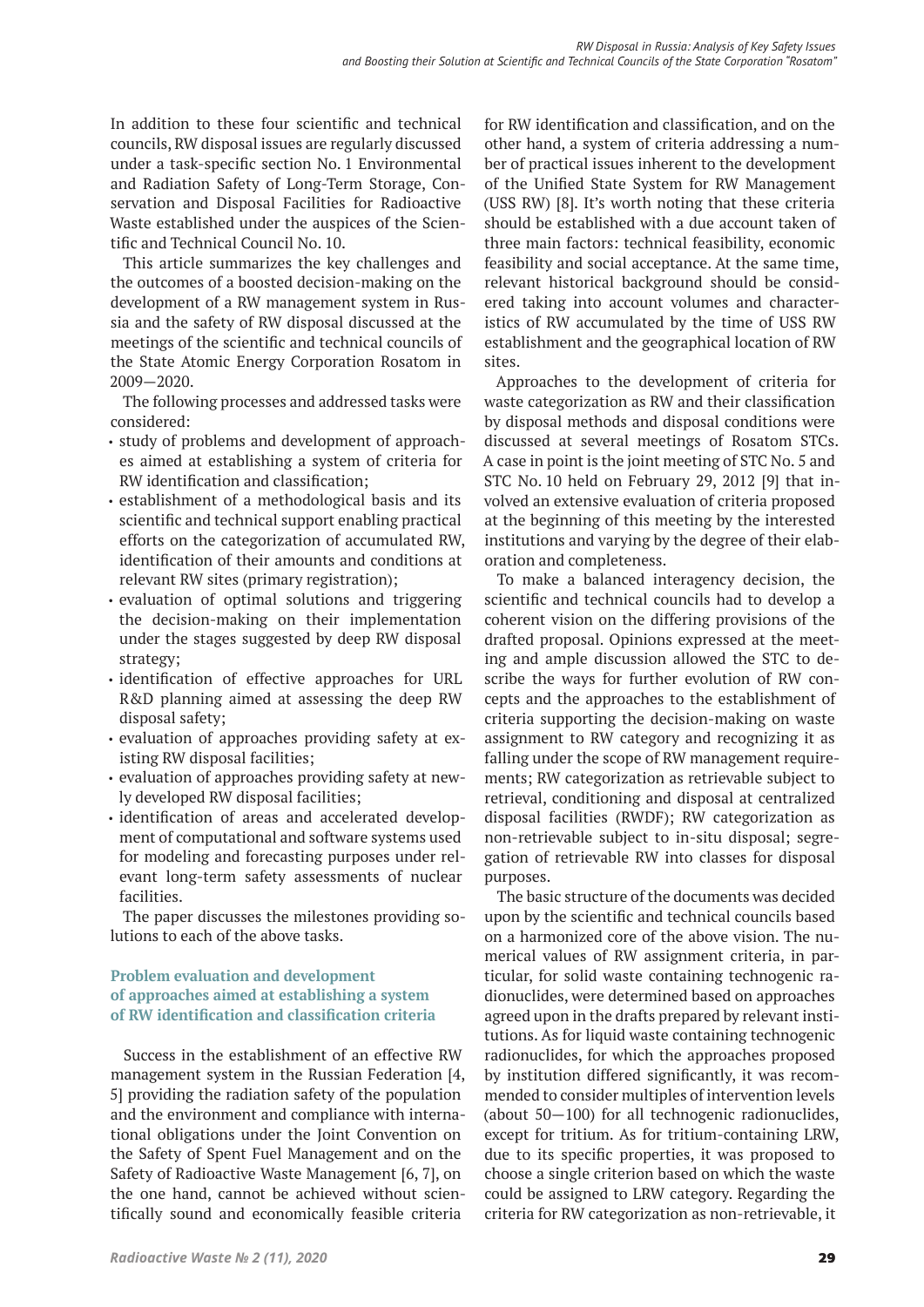In addition to these four scientific and technical councils, RW disposal issues are regularly discussed under a task-specific section No. 1 Environmental and Radiation Safety of Long-Term Storage, Conservation and Disposal Facilities for Radioactive Waste established under the auspices of the Scientific and Technical Council No. 10.

This article summarizes the key challenges and the outcomes of a boosted decision-making on the development of a RW management system in Russia and the safety of RW disposal discussed at the meetings of the scientific and technical councils of the State Atomic Energy Corporation Rosatom in 2009—2020.

The following processes and addressed tasks were considered:

- study of problems and development of approaches aimed at establishing a system of criteria for RW identification and classification;
- establishment of a methodological basis and its scientific and technical support enabling practical efforts on the categorization of accumulated RW, identification of their amounts and conditions at relevant RW sites (primary registration);
- evaluation of optimal solutions and triggering the decision-making on their implementation under the stages suggested by deep RW disposal strategy;
- identification of effective approaches for URL R&D planning aimed at assessing the deep RW disposal safety;
- evaluation of approaches providing safety at existing RW disposal facilities;
- evaluation of approaches providing safety at newly developed RW disposal facilities;
- identification of areas and accelerated development of computational and software systems used for modeling and forecasting purposes under relevant long-term safety assessments of nuclear facilities.

The paper discusses the milestones providing solutions to each of the above tasks.

## Problem evaluation and development of approaches aimed at establishing a system of RW identification and classification criteria

Success in the establishment of an effective RW management system in the Russian Federation [4, 5] providing the radiation safety of the population and the environment and compliance with international obligations under the Joint Convention on the Safety of Spent Fuel Management and on the Safety of Radioactive Waste Management [6, 7], on the one hand, cannot be achieved without scientifically sound and economically feasible criteria for RW identification and classification, and on the other hand, a system of criteria addressing a number of practical issues inherent to the development of the Unified State System for RW Management (USS RW) [8]. It's worth noting that these criteria should be established with a due account taken of three main factors: technical feasibility, economic feasibility and social acceptance. At the same time, relevant historical background should be considered taking into account volumes and characteristics of RW accumulated by the time of USS RW establishment and the geographical location of RW sites.

Approaches to the development of criteria for waste categorization as RW and their classification by disposal methods and disposal conditions were discussed at several meetings of Rosatom STCs. A case in point is the joint meeting of STC No. 5 and STC No. 10 held on February 29, 2012 [9] that involved an extensive evaluation of criteria proposed at the beginning of this meeting by the interested institutions and varying by the degree of their elaboration and completeness.

To make a balanced interagency decision, the scientific and technical councils had to develop a coherent vision on the differing provisions of the drafted proposal. Opinions expressed at the meeting and ample discussion allowed the STC to describe the ways for further evolution of RW concepts and the approaches to the establishment of criteria supporting the decision-making on waste assignment to RW category and recognizing it as falling under the scope of RW management requirements; RW categorization as retrievable subject to retrieval, conditioning and disposal at centralized disposal facilities (RWDF); RW categorization as non-retrievable subject to in-situ disposal; segregation of retrievable RW into classes for disposal purposes.

The basic structure of the documents was decided upon by the scientific and technical councils based on a harmonized core of the above vision. The numerical values of RW assignment criteria, in particular, for solid waste containing technogenic radionuclides, were determined based on approaches agreed upon in the drafts prepared by relevant institutions. As for liquid waste containing technogenic radionuclides, for which the approaches proposed by institution differed significantly, it was recommended to consider multiples of intervention levels (about 50—100) for all technogenic radionuclides, except for tritium. As for tritium-containing LRW, due to its specific properties, it was proposed to choose a single criterion based on which the waste could be assigned to LRW category. Regarding the criteria for RW categorization as non-retrievable, it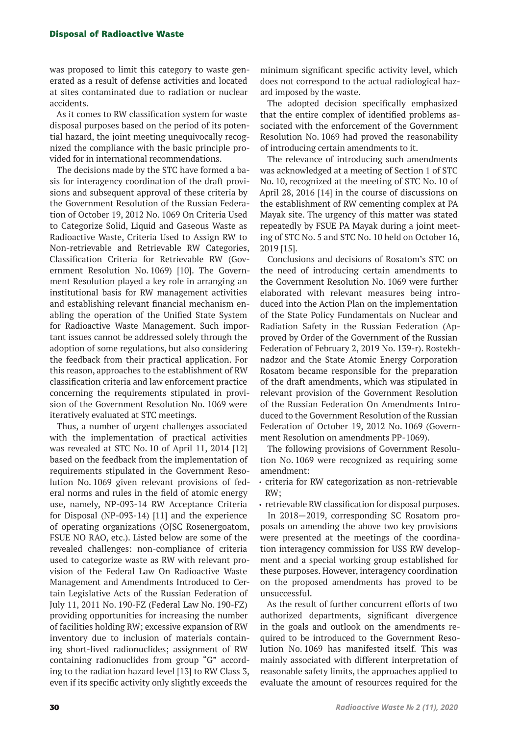was proposed to limit this category to waste generated as a result of defense activities and located at sites contaminated due to radiation or nuclear accidents.

As it comes to RW classification system for waste disposal purposes based on the period of its potential hazard, the joint meeting unequivocally recognized the compliance with the basic principle provided for in international recommendations.

The decisions made by the STC have formed a basis for interagency coordination of the draft provisions and subsequent approval of these criteria by the Government Resolution of the Russian Federation of October 19, 2012 No. 1069 On Criteria Used to Categorize Solid, Liquid and Gaseous Waste as Radioactive Waste, Criteria Used to Assign RW to Non-retrievable and Retrievable RW Categories, Classification Criteria for Retrievable RW (Government Resolution No. 1069) [10]. The Government Resolution played a key role in arranging an institutional basis for RW management activities and establishing relevant financial mechanism enabling the operation of the Unified State System for Radioactive Waste Management. Such important issues cannot be addressed solely through the adoption of some regulations, but also considering the feedback from their practical application. For this reason, approaches to the establishment of RW classification criteria and law enforcement practice concerning the requirements stipulated in provision of the Government Resolution No. 1069 were iteratively evaluated at STC meetings.

Thus, a number of urgent challenges associated with the implementation of practical activities was revealed at STC No. 10 of April 11, 2014 [12] based on the feedback from the implementation of requirements stipulated in the Government Resolution No. 1069 given relevant provisions of federal norms and rules in the field of atomic energy use, namely, NP-093-14 RW Acceptance Criteria for Disposal (NP-093-14) [11] and the experience of operating organizations (OJSC Rosenergoatom, FSUE NO RAO, etc.). Listed below are some of the revealed challenges: non-compliance of criteria used to categorize waste as RW with relevant provision of the Federal Law On Radioactive Waste Management and Amendments Introduced to Certain Legislative Acts of the Russian Federation of July 11, 2011 No. 190-FZ (Federal Law No. 190-FZ) providing opportunities for increasing the number of facilities holding RW; excessive expansion of RW inventory due to inclusion of materials containing short-lived radionuclides; assignment of RW containing radionuclides from group "G" according to the radiation hazard level [13] to RW Class 3, even if its specific activity only slightly exceeds the minimum significant specific activity level, which does not correspond to the actual radiological hazard imposed by the waste.

The adopted decision specifically emphasized that the entire complex of identified problems associated with the enforcement of the Government Resolution No. 1069 had proved the reasonability of introducing certain amendments to it.

The relevance of introducing such amendments was acknowledged at a meeting of Section 1 of STC No. 10, recognized at the meeting of STC No. 10 of April 28, 2016 [14] in the course of discussions on the establishment of RW cementing complex at PA Mayak site. The urgency of this matter was stated repeatedly by FSUE PA Mayak during a joint meeting of STC No. 5 and STC No. 10 held on October 16, 2019 [15].

Conclusions and decisions of Rosatom's STC on the need of introducing certain amendments to the Government Resolution No. 1069 were further elaborated with relevant measures being introduced into the Action Plan on the implementation of the State Policy Fundamentals on Nuclear and Radiation Safety in the Russian Federation (Approved by Order of the Government of the Russian Federation of February 2, 2019 No. 139-r). Rostekhnadzor and the State Atomic Energy Corporation Rosatom became responsible for the preparation of the draft amendments, which was stipulated in relevant provision of the Government Resolution of the Russian Federation On Amendments Introduced to the Government Resolution of the Russian Federation of October 19, 2012 No. 1069 (Government Resolution on amendments PP-1069).

The following provisions of Government Resolution No. 1069 were recognized as requiring some amendment:

- criteria for RW categorization as non-retrievable RW;
- retrievable RW classification for disposal purposes.

In 2018—2019, corresponding SC Rosatom proposals on amending the above two key provisions were presented at the meetings of the coordination interagency commission for USS RW development and a special working group established for these purposes. However, interagency coordination on the proposed amendments has proved to be unsuccessful.

As the result of further concurrent efforts of two authorized departments, significant divergence in the goals and outlook on the amendments required to be introduced to the Government Resolution No. 1069 has manifested itself. This was mainly associated with different interpretation of reasonable safety limits, the approaches applied to evaluate the amount of resources required for the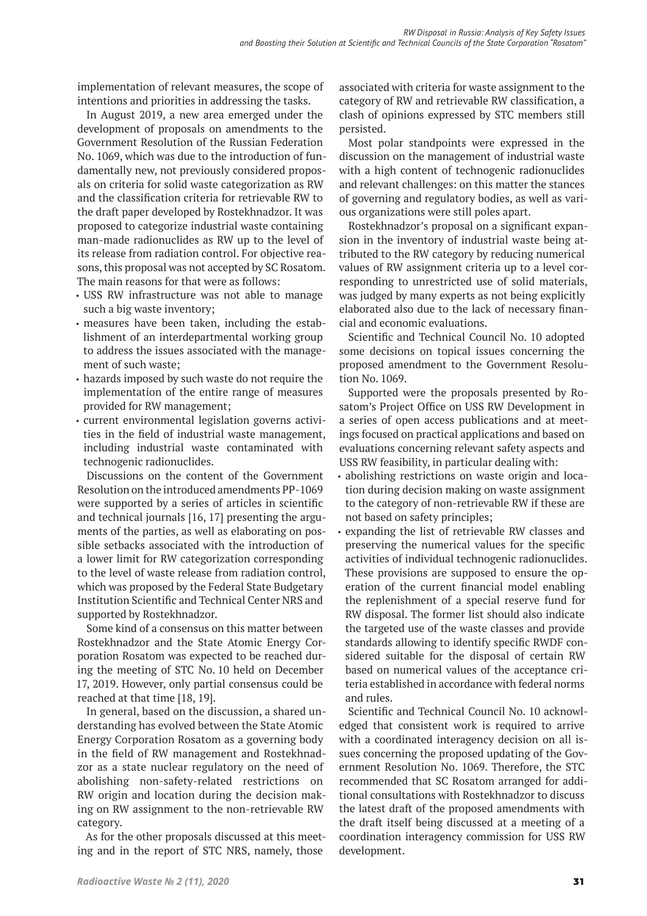implementation of relevant measures, the scope of intentions and priorities in addressing the tasks.

In August 2019, a new area emerged under the development of proposals on amendments to the Government Resolution of the Russian Federation No. 1069, which was due to the introduction of fundamentally new, not previously considered proposals on criteria for solid waste categorization as RW and the classification criteria for retrievable RW to the draft paper developed by Rostekhnadzor. It was proposed to categorize industrial waste containing man-made radionuclides as RW up to the level of its release from radiation control. For objective reasons, this proposal was not accepted by SC Rosatom. The main reasons for that were as follows:

- USS RW infrastructure was not able to manage such a big waste inventory;
- measures have been taken, including the establishment of an interdepartmental working group to address the issues associated with the management of such waste;
- hazards imposed by such waste do not require the implementation of the entire range of measures provided for RW management;
- current environmental legislation governs activities in the field of industrial waste management, including industrial waste contaminated with technogenic radionuclides.

Discussions on the content of the Government Resolution on the introduced amendments PP-1069 were supported by a series of articles in scientific and technical journals [16, 17] presenting the arguments of the parties, as well as elaborating on possible setbacks associated with the introduction of a lower limit for RW categorization corresponding to the level of waste release from radiation control, which was proposed by the Federal State Budgetary Institution Scientific and Technical Center NRS and supported by Rostekhnadzor.

Some kind of a consensus on this matter between Rostekhnadzor and the State Atomic Energy Corporation Rosatom was expected to be reached during the meeting of STC No. 10 held on December 17, 2019. However, only partial consensus could be reached at that time [18, 19].

In general, based on the discussion, a shared understanding has evolved between the State Atomic Energy Corporation Rosatom as a governing body in the field of RW management and Rostekhnadzor as a state nuclear regulatory on the need of abolishing non-safety-related restrictions on RW origin and location during the decision making on RW assignment to the non-retrievable RW category.

As for the other proposals discussed at this meeting and in the report of STC NRS, namely, those associated with criteria for waste assignment to the category of RW and retrievable RW classification, a clash of opinions expressed by STC members still persisted.

Most polar standpoints were expressed in the discussion on the management of industrial waste with a high content of technogenic radionuclides and relevant challenges: on this matter the stances of governing and regulatory bodies, as well as various organizations were still poles apart.

Rostekhnadzor's proposal on a significant expansion in the inventory of industrial waste being attributed to the RW category by reducing numerical values of RW assignment criteria up to a level corresponding to unrestricted use of solid materials, was judged by many experts as not being explicitly elaborated also due to the lack of necessary financial and economic evaluations.

Scientific and Technical Council No. 10 adopted some decisions on topical issues concerning the proposed amendment to the Government Resolution No. 1069.

Supported were the proposals presented by Rosatom's Project Office on USS RW Development in a series of open access publications and at meetings focused on practical applications and based on evaluations concerning relevant safety aspects and USS RW feasibility, in particular dealing with:

- abolishing restrictions on waste origin and location during decision making on waste assignment to the category of non-retrievable RW if these are not based on safety principles;
- expanding the list of retrievable RW classes and preserving the numerical values for the specific activities of individual technogenic radionuclides. These provisions are supposed to ensure the operation of the current financial model enabling the replenishment of a special reserve fund for RW disposal. The former list should also indicate the targeted use of the waste classes and provide standards allowing to identify specific RWDF considered suitable for the disposal of certain RW based on numerical values of the acceptance criteria established in accordance with federal norms and rules.

Scientific and Technical Council No. 10 acknowledged that consistent work is required to arrive with a coordinated interagency decision on all issues concerning the proposed updating of the Government Resolution No. 1069. Therefore, the STC recommended that SC Rosatom arranged for additional consultations with Rostekhnadzor to discuss the latest draft of the proposed amendments with the draft itself being discussed at a meeting of a coordination interagency commission for USS RW development.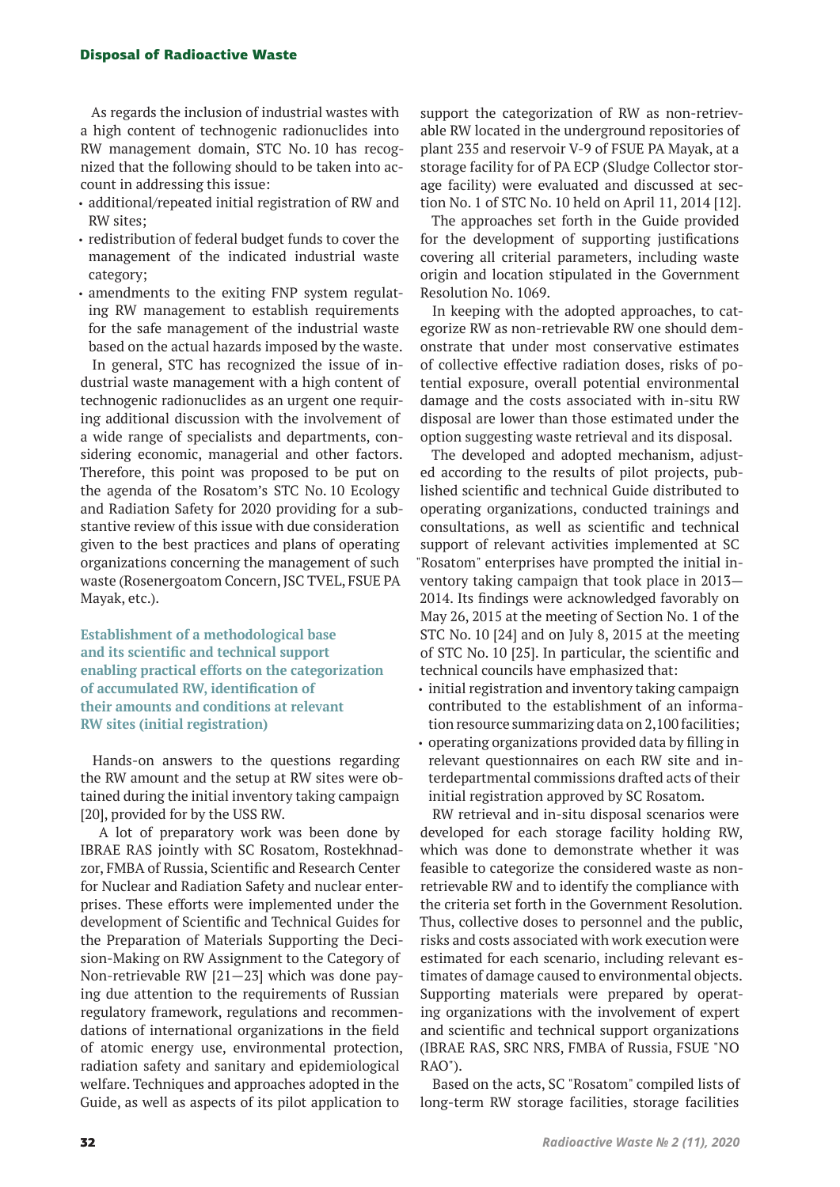As regards the inclusion of industrial wastes with a high content of technogenic radionuclides into RW management domain, STC No. 10 has recognized that the following should to be taken into account in addressing this issue:

- additional/repeated initial registration of RW and RW sites;
- redistribution of federal budget funds to cover the management of the indicated industrial waste category;
- amendments to the exiting FNP system regulating RW management to establish requirements for the safe management of the industrial waste based on the actual hazards imposed by the waste.

In general, STC has recognized the issue of industrial waste management with a high content of technogenic radionuclides as an urgent one requiring additional discussion with the involvement of a wide range of specialists and departments, considering economic, managerial and other factors. Therefore, this point was proposed to be put on the agenda of the Rosatom's STC No. 10 Ecology and Radiation Safety for 2020 providing for a substantive review of this issue with due consideration given to the best practices and plans of operating organizations concerning the management of such waste (Rosenergoatom Concern, JSC TVEL, FSUE PA Mayak, etc.).

### Establishment of a methodological base and its scientific and technical support enabling practical efforts on the categorization of accumulated RW, identification of their amounts and conditions at relevant RW sites (initial registration)

Hands-on answers to the questions regarding the RW amount and the setup at RW sites were obtained during the initial inventory taking campaign [20], provided for by the USS RW.

A lot of preparatory work was been done by IBRAE RAS jointly with SC Rosatom, Rostekhnadzor, FMBA of Russia, Scientific and Research Center for Nuclear and Radiation Safety and nuclear enterprises. These efforts were implemented under the development of Scientific and Technical Guides for the Preparation of Materials Supporting the Decision-Making on RW Assignment to the Category of Non-retrievable RW [21—23] which was done paying due attention to the requirements of Russian regulatory framework, regulations and recommendations of international organizations in the field of atomic energy use, environmental protection, radiation safety and sanitary and epidemiological welfare. Techniques and approaches adopted in the Guide, as well as aspects of its pilot application to support the categorization of RW as non-retrievable RW located in the underground repositories of plant 235 and reservoir V-9 of FSUE PA Mayak, at a storage facility for of PA ECP (Sludge Collector storage facility) were evaluated and discussed at section No. 1 of STC No. 10 held on April 11, 2014 [12].

The approaches set forth in the Guide provided for the development of supporting justifications covering all criterial parameters, including waste origin and location stipulated in the Government Resolution No. 1069.

In keeping with the adopted approaches, to categorize RW as non-retrievable RW one should demonstrate that under most conservative estimates of collective effective radiation doses, risks of potential exposure, overall potential environmental damage and the costs associated with in-situ RW disposal are lower than those estimated under the option suggesting waste retrieval and its disposal.

The developed and adopted mechanism, adjusted according to the results of pilot projects, published scientific and technical Guide distributed to operating organizations, conducted trainings and consultations, as well as scientific and technical support of relevant activities implemented at SC "Rosatom" enterprises have prompted the initial inventory taking campaign that took place in 2013—2014. Its findings were acknowledged favorably on May 26, 2015 at the meeting of Section No. 1 of the STC No. 10 [24] and on July 8, 2015 at the meeting of STC No. 10 [25]. In particular, the scientific and technical councils have emphasized that:

- initial registration and inventory taking campaign contributed to the establishment of an information resource summarizing data on 2,100 facilities;
- operating organizations provided data by filling in relevant questionnaires on each RW site and interdepartmental commissions drafted acts of their initial registration approved by SC Rosatom.

RW retrieval and in-situ disposal scenarios were developed for each storage facility holding RW, which was done to demonstrate whether it was feasible to categorize the considered waste as non-retrievable RW and to identify the compliance with the criteria set forth in the Government Resolution. Thus, collective doses to personnel and the public, risks and costs associated with work execution were estimated for each scenario, including relevant estimates of damage caused to environmental objects. Supporting materials were prepared by operating organizations with the involvement of expert and scientific and technical support organizations (IBRAE RAS, SRC NRS, FMBA of Russia, FSUE "NO RAO").

Based on the acts, SC "Rosatom" compiled lists of long-term RW storage facilities, storage facilities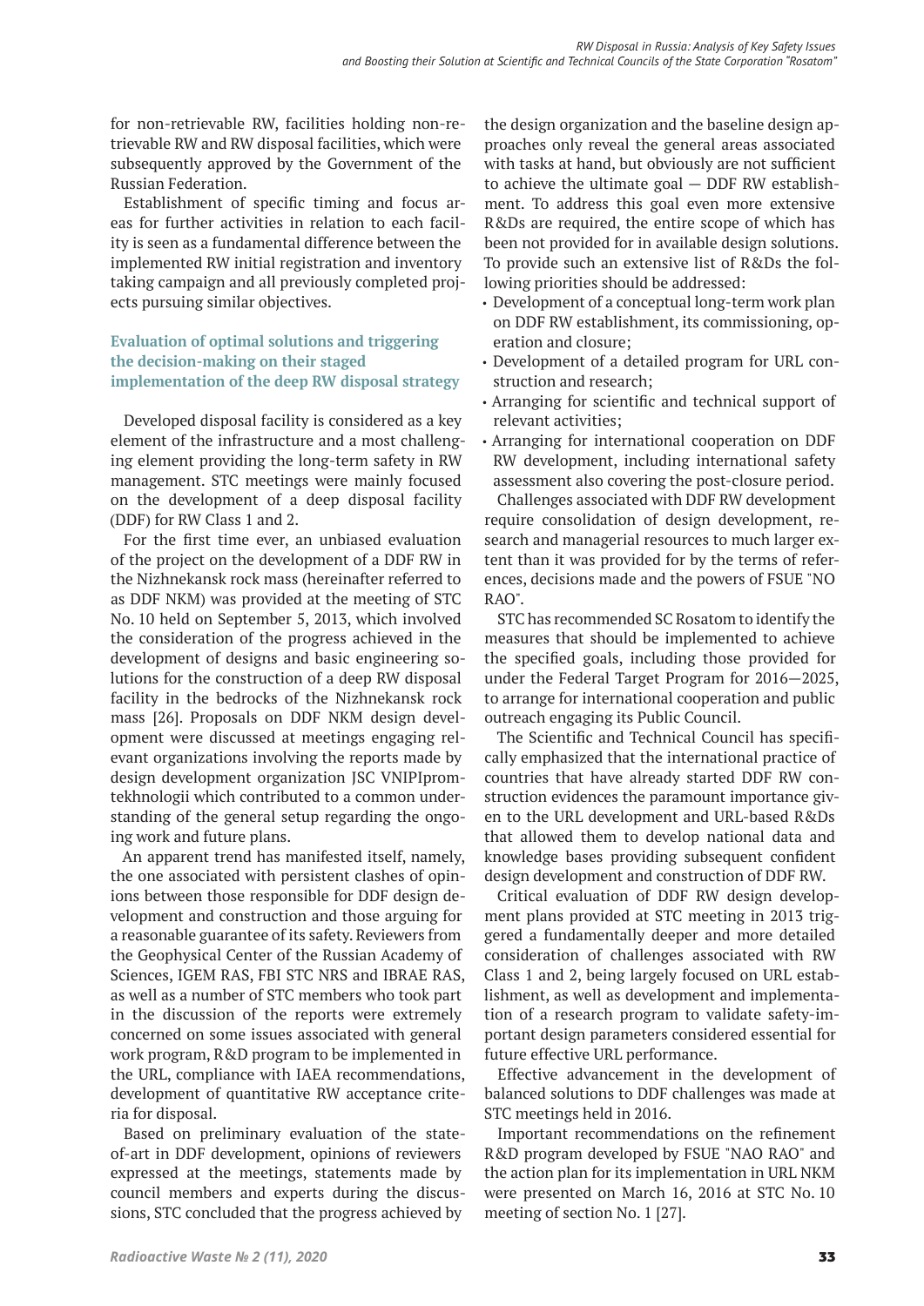for non-retrievable RW, facilities holding non-retrievable RW and RW disposal facilities, which were subsequently approved by the Government of the Russian Federation.

Establishment of specific timing and focus areas for further activities in relation to each facility is seen as a fundamental difference between the implemented RW initial registration and inventory taking campaign and all previously completed projects pursuing similar objectives.

### Evaluation of optimal solutions and triggering the decision-making on their staged implementation of the deep RW disposal strategy

Developed disposal facility is considered as a key element of the infrastructure and a most challenging element providing the long-term safety in RW management. STC meetings were mainly focused on the development of a deep disposal facility (DDF) for RW Class 1 and 2.

For the first time ever, an unbiased evaluation of the project on the development of a DDF RW in the Nizhnekansk rock mass (hereinafter referred to as DDF NKM) was provided at the meeting of STC No. 10 held on September 5, 2013, which involved the consideration of the progress achieved in the development of designs and basic engineering solutions for the construction of a deep RW disposal facility in the bedrocks of the Nizhnekansk rock mass [26]. Proposals on DDF NKM design development were discussed at meetings engaging relevant organizations involving the reports made by design development organization JSC VNIPIpromtekhnologii which contributed to a common understanding of the general setup regarding the ongoing work and future plans.

An apparent trend has manifested itself, namely, the one associated with persistent clashes of opinions between those responsible for DDF design development and construction and those arguing for a reasonable guarantee of its safety. Reviewers from the Geophysical Center of the Russian Academy of Sciences, IGEM RAS, FBI STC NRS and IBRAE RAS, as well as a number of STC members who took part in the discussion of the reports were extremely concerned on some issues associated with general work program, R&D program to be implemented in the URL, compliance with IAEA recommendations, development of quantitative RW acceptance criteria for disposal.

Based on preliminary evaluation of the state-of-art in DDF development, opinions of reviewers expressed at the meetings, statements made by council members and experts during the discussions, STC concluded that the progress achieved by the design organization and the baseline design approaches only reveal the general areas associated with tasks at hand, but obviously are not sufficient to achieve the ultimate goal — DDF RW establishment. To address this goal even more extensive R&Ds are required, the entire scope of which has been not provided for in available design solutions. To provide such an extensive list of R&Ds the following priorities should be addressed:

- Development of a conceptual long-term work plan on DDF RW establishment, its commissioning, operation and closure;
- Development of a detailed program for URL construction and research;
- Arranging for scientific and technical support of relevant activities;
- Arranging for international cooperation on DDF RW development, including international safety assessment also covering the post-closure period.

Challenges associated with DDF RW development require consolidation of design development, research and managerial resources to much larger extent than it was provided for by the terms of reference, decisions made and the powers of FSUE "NO RAO".

STC has recommended SC Rosatom to identify the measures that should be implemented to achieve the specified goals, including those provided for under the Federal Target Program for 2016—2025, to arrange for international cooperation and public outreach engaging its Public Council.

The Scientific and Technical Council has specifically emphasized that the international practice of countries that have already started DDF RW construction evidences the paramount importance given to the URL development and URL-based R&Ds that allowed them to develop national data and knowledge bases providing subsequent confident design development and construction of DDF RW.

Critical evaluation of DDF RW design development plans provided at STC meeting in 2013 triggered a fundamentally deeper and more detailed consideration of challenges associated with RW Class 1 and 2, being largely focused on URL establishment, as well as development and implementation of a research program to validate safety-important design parameters considered essential for future effective URL performance.

Effective advancement in the development of balanced solutions to DDF challenges was made at STC meetings held in 2016.

Important recommendations on the refinement R&D program developed by FSUE "NAO RAO" and the action plan for its implementation in URL NKM were presented on March 16, 2016 at STC No. 10 meeting of section No. 1 [27].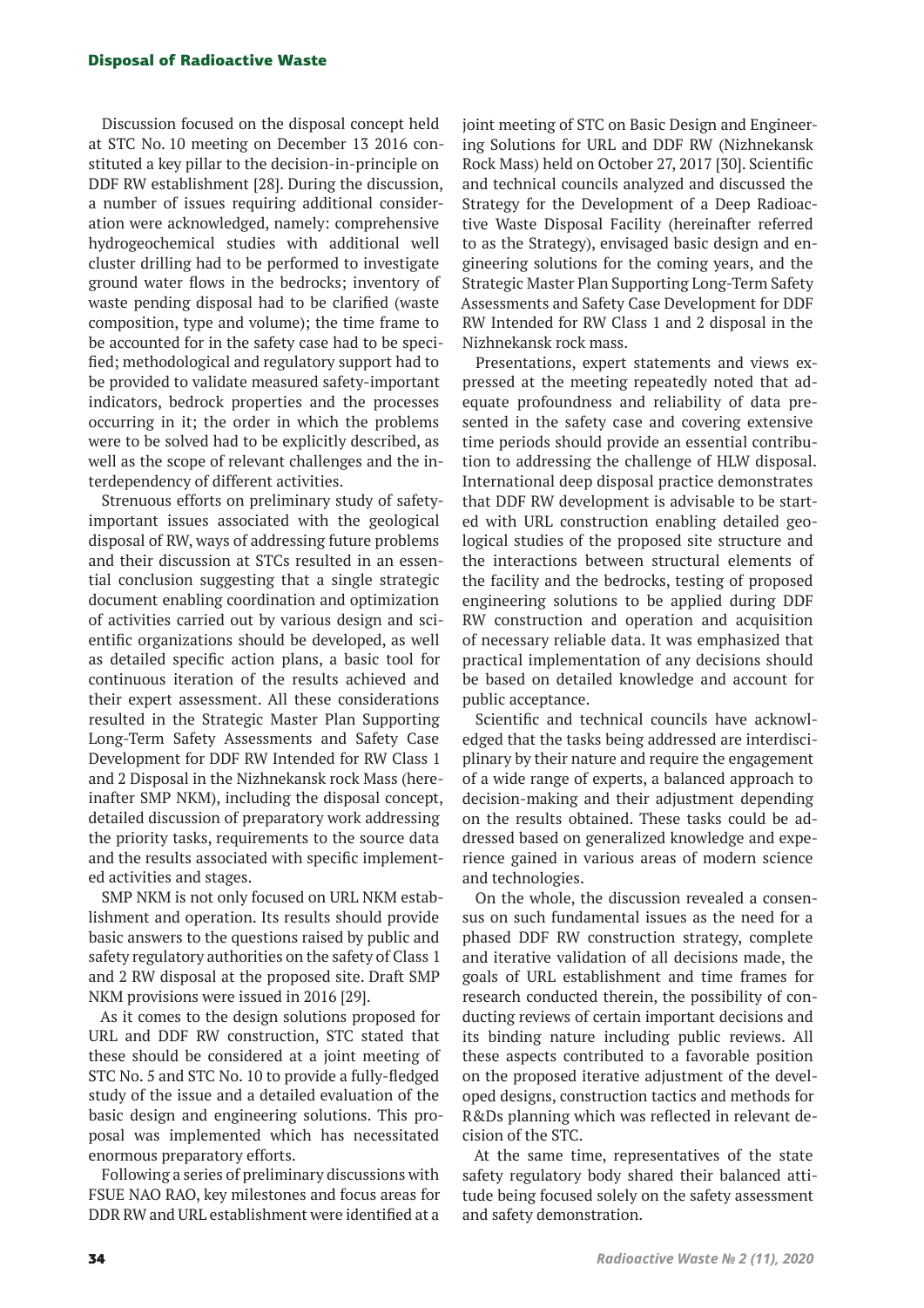Discussion focused on the disposal concept held at STC No. 10 meeting on December 13 2016 constituted a key pillar to the decision-in-principle on DDF RW establishment [28]. During the discussion, a number of issues requiring additional consideration were acknowledged, namely: comprehensive hydrogeochemical studies with additional well cluster drilling had to be performed to investigate ground water flows in the bedrocks; inventory of waste pending disposal had to be clarified (waste composition, type and volume); the time frame to be accounted for in the safety case had to be specified; methodological and regulatory support had to be provided to validate measured safety-important indicators, bedrock properties and the processes occurring in it; the order in which the problems were to be solved had to be explicitly described, as well as the scope of relevant challenges and the interdependency of different activities.

Strenuous efforts on preliminary study of safety-important issues associated with the geological disposal of RW, ways of addressing future problems and their discussion at STCs resulted in an essential conclusion suggesting that a single strategic document enabling coordination and optimization of activities carried out by various design and scientific organizations should be developed, as well as detailed specific action plans, a basic tool for continuous iteration of the results achieved and their expert assessment. All these considerations resulted in the Strategic Master Plan Supporting Long-Term Safety Assessments and Safety Case Development for DDF RW Intended for RW Class 1 and 2 Disposal in the Nizhnekansk rock Mass (hereinafter SMP NKM), including the disposal concept, detailed discussion of preparatory work addressing the priority tasks, requirements to the source data and the results associated with specific implemented activities and stages.

SMP NKM is not only focused on URL NKM establishment and operation. Its results should provide basic answers to the questions raised by public and safety regulatory authorities on the safety of Class 1 and 2 RW disposal at the proposed site. Draft SMP NKM provisions were issued in 2016 [29].

As it comes to the design solutions proposed for URL and DDF RW construction, STC stated that these should be considered at a joint meeting of STC No. 5 and STC No. 10 to provide a fully-fledged study of the issue and a detailed evaluation of the basic design and engineering solutions. This proposal was implemented which has necessitated enormous preparatory efforts.

Following a series of preliminary discussions with FSUE NAO RAO, key milestones and focus areas for DDR RW and URL establishment were identified at a joint meeting of STC on Basic Design and Engineering Solutions for URL and DDF RW (Nizhnekansk Rock Mass) held on October 27, 2017 [30]. Scientific and technical councils analyzed and discussed the Strategy for the Development of a Deep Radioactive Waste Disposal Facility (hereinafter referred to as the Strategy), envisaged basic design and engineering solutions for the coming years, and the Strategic Master Plan Supporting Long-Term Safety Assessments and Safety Case Development for DDF RW Intended for RW Class 1 and 2 disposal in the Nizhnekansk rock mass.

Presentations, expert statements and views expressed at the meeting repeatedly noted that adequate profoundness and reliability of data presented in the safety case and covering extensive time periods should provide an essential contribution to addressing the challenge of HLW disposal. International deep disposal practice demonstrates that DDF RW development is advisable to be started with URL construction enabling detailed geological studies of the proposed site structure and the interactions between structural elements of the facility and the bedrocks, testing of proposed engineering solutions to be applied during DDF RW construction and operation and acquisition of necessary reliable data. It was emphasized that practical implementation of any decisions should be based on detailed knowledge and account for public acceptance.

Scientific and technical councils have acknowledged that the tasks being addressed are interdisciplinary by their nature and require the engagement of a wide range of experts, a balanced approach to decision-making and their adjustment depending on the results obtained. These tasks could be addressed based on generalized knowledge and experience gained in various areas of modern science and technologies.

On the whole, the discussion revealed a consensus on such fundamental issues as the need for a phased DDF RW construction strategy, complete and iterative validation of all decisions made, the goals of URL establishment and time frames for research conducted therein, the possibility of conducting reviews of certain important decisions and its binding nature including public reviews. All these aspects contributed to a favorable position on the proposed iterative adjustment of the developed designs, construction tactics and methods for R&Ds planning which was reflected in relevant decision of the STC.

At the same time, representatives of the state safety regulatory body shared their balanced attitude being focused solely on the safety assessment and safety demonstration.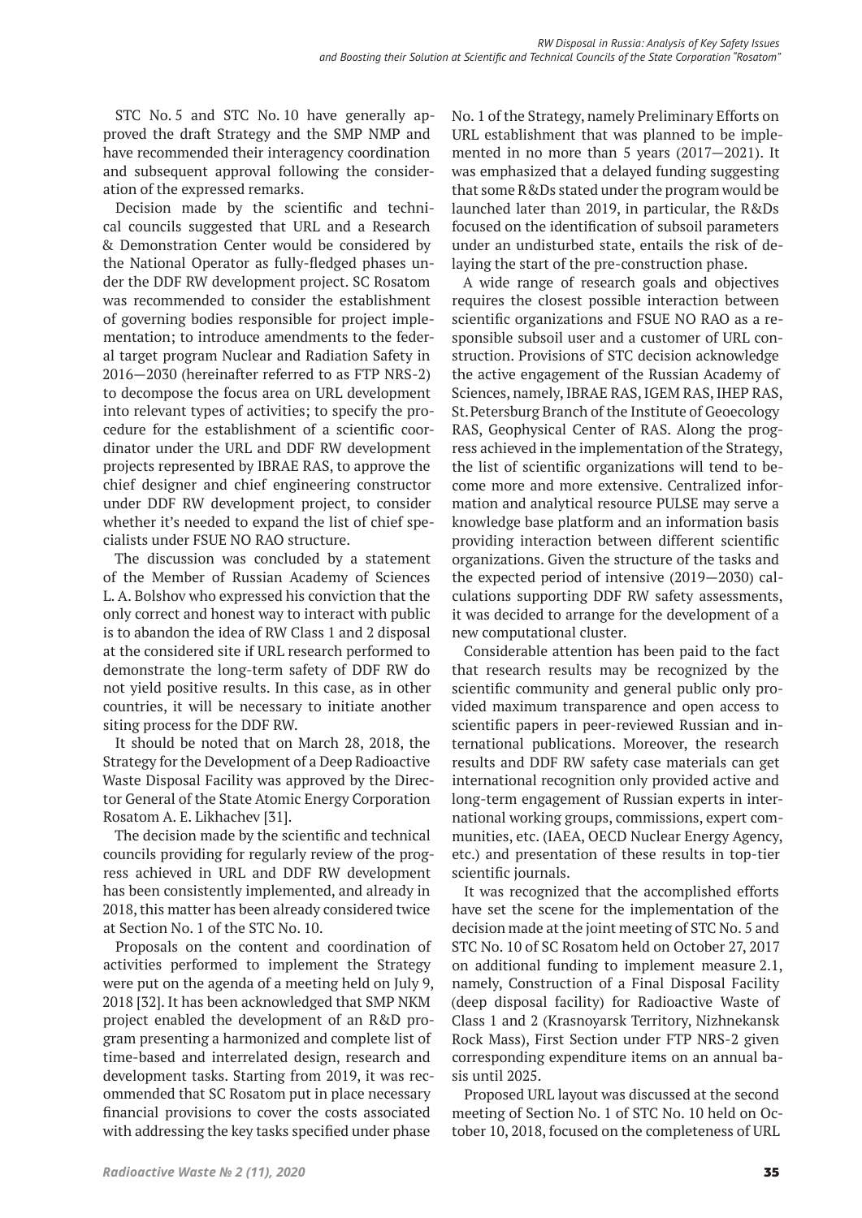STC No. 5 and STC No. 10 have generally approved the draft Strategy and the SMP NMP and have recommended their interagency coordination and subsequent approval following the consideration of the expressed remarks.

Decision made by the scientific and technical councils suggested that URL and a Research & Demonstration Center would be considered by the National Operator as fully-fledged phases under the DDF RW development project. SC Rosatom was recommended to consider the establishment of governing bodies responsible for project implementation; to introduce amendments to the federal target program Nuclear and Radiation Safety in 2016—2030 (hereinafter referred to as FTP NRS-2) to decompose the focus area on URL development into relevant types of activities; to specify the procedure for the establishment of a scientific coordinator under the URL and DDF RW development projects represented by IBRAE RAS, to approve the chief designer and chief engineering constructor under DDF RW development project, to consider whether it's needed to expand the list of chief specialists under FSUE NO RAO structure.

The discussion was concluded by a statement of the Member of Russian Academy of Sciences L. A. Bolshov who expressed his conviction that the only correct and honest way to interact with public is to abandon the idea of RW Class 1 and 2 disposal at the considered site if URL research performed to demonstrate the long-term safety of DDF RW do not yield positive results. In this case, as in other countries, it will be necessary to initiate another siting process for the DDF RW.

It should be noted that on March 28, 2018, the Strategy for the Development of a Deep Radioactive Waste Disposal Facility was approved by the Director General of the State Atomic Energy Corporation Rosatom A. E. Likhachev [31].

The decision made by the scientific and technical councils providing for regularly review of the progress achieved in URL and DDF RW development has been consistently implemented, and already in 2018, this matter has been already considered twice at Section No. 1 of the STC No. 10.

Proposals on the content and coordination of activities performed to implement the Strategy were put on the agenda of a meeting held on July 9, 2018 [32]. It has been acknowledged that SMP NKM project enabled the development of an R&D program presenting a harmonized and complete list of time-based and interrelated design, research and development tasks. Starting from 2019, it was recommended that SC Rosatom put in place necessary financial provisions to cover the costs associated with addressing the key tasks specified under phase No. 1 of the Strategy, namely Preliminary Efforts on URL establishment that was planned to be implemented in no more than 5 years (2017—2021). It was emphasized that a delayed funding suggesting that some R&Ds stated under the program would be launched later than 2019, in particular, the R&Ds focused on the identification of subsoil parameters under an undisturbed state, entails the risk of delaying the start of the pre-construction phase.

A wide range of research goals and objectives requires the closest possible interaction between scientific organizations and FSUE NO RAO as a responsible subsoil user and a customer of URL construction. Provisions of STC decision acknowledge the active engagement of the Russian Academy of Sciences, namely, IBRAE RAS, IGEM RAS, IHEP RAS, St. Petersburg Branch of the Institute of Geoecology RAS, Geophysical Center of RAS. Along the progress achieved in the implementation of the Strategy, the list of scientific organizations will tend to become more and more extensive. Centralized information and analytical resource PULSE may serve a knowledge base platform and an information basis providing interaction between different scientific organizations. Given the structure of the tasks and the expected period of intensive (2019—2030) calculations supporting DDF RW safety assessments, it was decided to arrange for the development of a new computational cluster.

Considerable attention has been paid to the fact that research results may be recognized by the scientific community and general public only provided maximum transparence and open access to scientific papers in peer-reviewed Russian and international publications. Moreover, the research results and DDF RW safety case materials can get international recognition only provided active and long-term engagement of Russian experts in international working groups, commissions, expert communities, etc. (IAEA, OECD Nuclear Energy Agency, etc.) and presentation of these results in top-tier scientific journals.

It was recognized that the accomplished efforts have set the scene for the implementation of the decision made at the joint meeting of STC No. 5 and STC No. 10 of SC Rosatom held on October 27, 2017 on additional funding to implement measure 2.1, namely, Construction of a Final Disposal Facility (deep disposal facility) for Radioactive Waste of Class 1 and 2 (Krasnoyarsk Territory, Nizhnekansk Rock Mass), First Section under FTP NRS-2 given corresponding expenditure items on an annual basis until 2025.

Proposed URL layout was discussed at the second meeting of Section No. 1 of STC No. 10 held on October 10, 2018, focused on the completeness of URL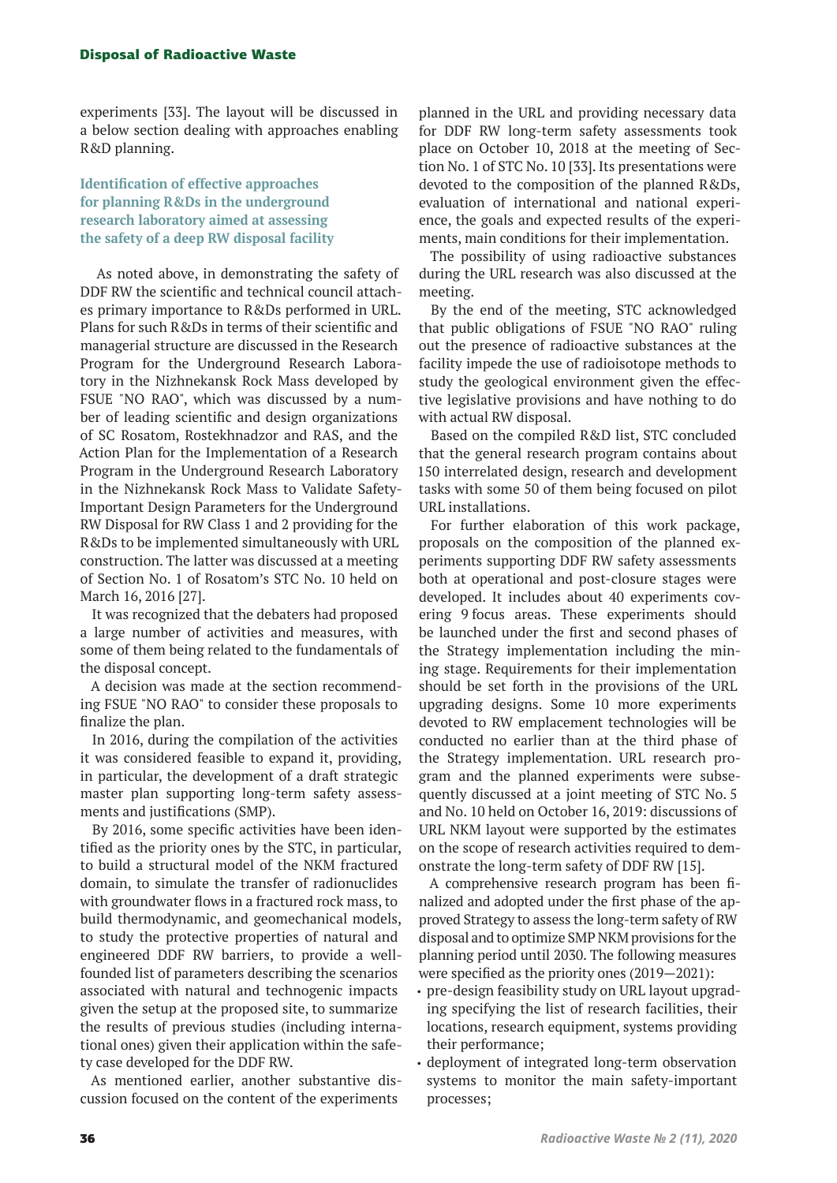experiments [33]. The layout will be discussed in a below section dealing with approaches enabling R&D planning.

## Identification of effective approaches for planning R&Ds in the underground research laboratory aimed at assessing the safety of a deep RW disposal facility

As noted above, in demonstrating the safety of DDF RW the scientific and technical council attaches primary importance to R&Ds performed in URL. Plans for such R&Ds in terms of their scientific and managerial structure are discussed in the Research Program for the Underground Research Laboratory in the Nizhnekansk Rock Mass developed by FSUE "NO RAO", which was discussed by a number of leading scientific and design organizations of SC Rosatom, Rostekhnadzor and RAS, and the Action Plan for the Implementation of a Research Program in the Underground Research Laboratory in the Nizhnekansk Rock Mass to Validate Safety-Important Design Parameters for the Underground RW Disposal for RW Class 1 and 2 providing for the R&Ds to be implemented simultaneously with URL construction. The latter was discussed at a meeting of Section No. 1 of Rosatom's STC No. 10 held on March 16, 2016 [27].

It was recognized that the debaters had proposed a large number of activities and measures, with some of them being related to the fundamentals of the disposal concept.

A decision was made at the section recommending FSUE "NO RAO" to consider these proposals to finalize the plan.

In 2016, during the compilation of the activities it was considered feasible to expand it, providing, in particular, the development of a draft strategic master plan supporting long-term safety assessments and justifications (SMP).

By 2016, some specific activities have been identified as the priority ones by the STC, in particular, to build a structural model of the NKM fractured domain, to simulate the transfer of radionuclides with groundwater flows in a fractured rock mass, to build thermodynamic, and geomechanical models, to study the protective properties of natural and engineered DDF RW barriers, to provide a well-founded list of parameters describing the scenarios associated with natural and technogenic impacts given the setup at the proposed site, to summarize the results of previous studies (including international ones) given their application within the safety case developed for the DDF RW.

As mentioned earlier, another substantive discussion focused on the content of the experiments planned in the URL and providing necessary data for DDF RW long-term safety assessments took place on October 10, 2018 at the meeting of Section No. 1 of STC No. 10 [33]. Its presentations were devoted to the composition of the planned R&Ds, evaluation of international and national experience, the goals and expected results of the experiments, main conditions for their implementation.

The possibility of using radioactive substances during the URL research was also discussed at the meeting.

By the end of the meeting, STC acknowledged that public obligations of FSUE "NO RAO" ruling out the presence of radioactive substances at the facility impede the use of radioisotope methods to study the geological environment given the effective legislative provisions and have nothing to do with actual RW disposal.

Based on the compiled R&D list, STC concluded that the general research program contains about 150 interrelated design, research and development tasks with some 50 of them being focused on pilot URL installations.

For further elaboration of this work package, proposals on the composition of the planned experiments supporting DDF RW safety assessments both at operational and post-closure stages were developed. It includes about 40 experiments covering 9 focus areas. These experiments should be launched under the first and second phases of the Strategy implementation including the mining stage. Requirements for their implementation should be set forth in the provisions of the URL upgrading designs. Some 10 more experiments devoted to RW emplacement technologies will be conducted no earlier than at the third phase of the Strategy implementation. URL research program and the planned experiments were subsequently discussed at a joint meeting of STC No. 5 and No. 10 held on October 16, 2019: discussions of URL NKM layout were supported by the estimates on the scope of research activities required to demonstrate the long-term safety of DDF RW [15].

A comprehensive research program has been finalized and adopted under the first phase of the approved Strategy to assess the long-term safety of RW disposal and to optimize SMP NKM provisions for the planning period until 2030. The following measures were specified as the priority ones (2019—2021):

- pre-design feasibility study on URL layout upgrading specifying the list of research facilities, their locations, research equipment, systems providing their performance;
- deployment of integrated long-term observation systems to monitor the main safety-important processes;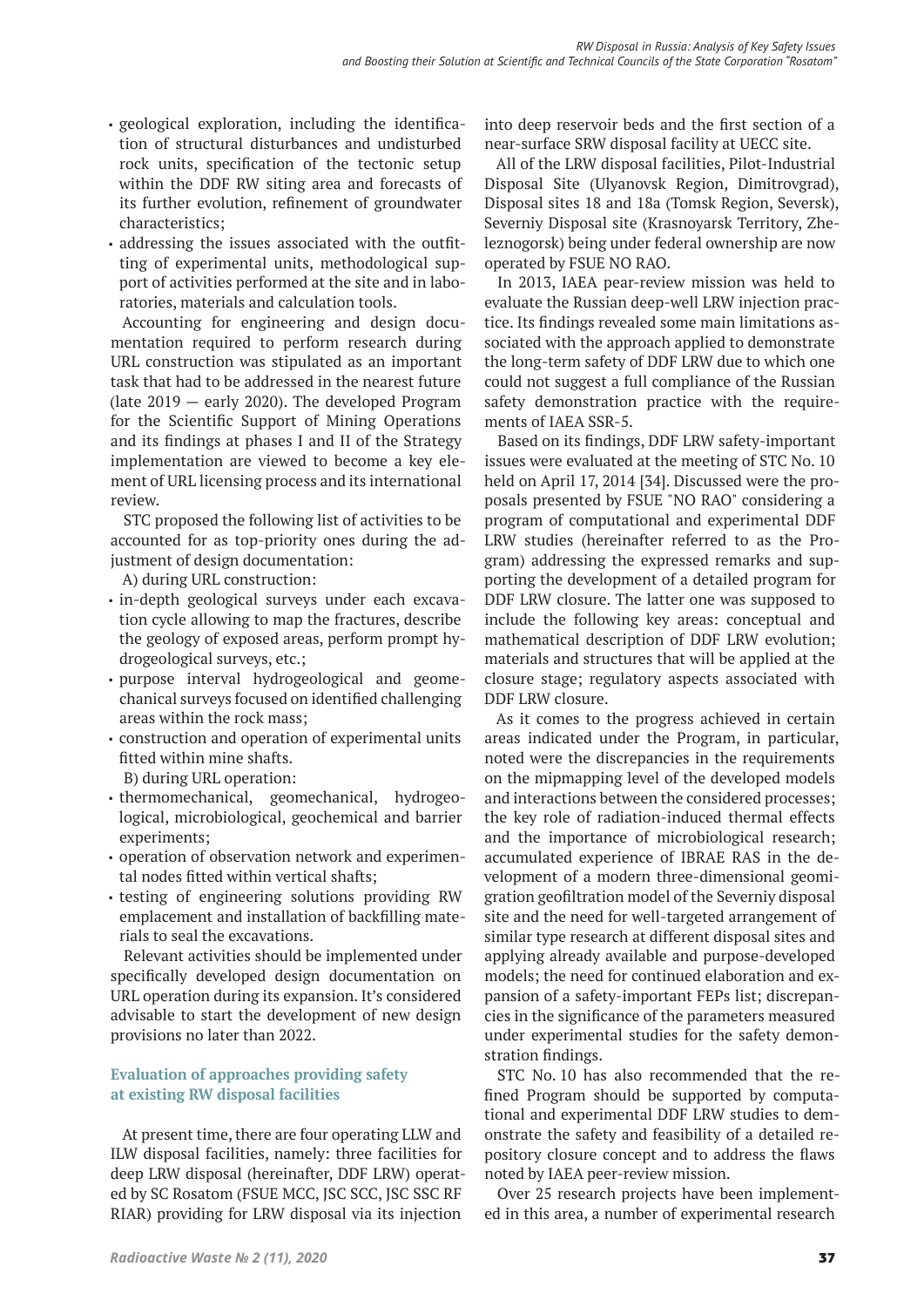- geological exploration, including the identification of structural disturbances and undisturbed rock units, specification of the tectonic setup within the DDF RW siting area and forecasts of its further evolution, refinement of groundwater characteristics;
- addressing the issues associated with the outfitting of experimental units, methodological support of activities performed at the site and in laboratories, materials and calculation tools.

Accounting for engineering and design documentation required to perform research during URL construction was stipulated as an important task that had to be addressed in the nearest future (late 2019 — early 2020). The developed Program for the Scientific Support of Mining Operations and its findings at phases I and II of the Strategy implementation are viewed to become a key element of URL licensing process and its international review.

STC proposed the following list of activities to be accounted for as top-priority ones during the adjustment of design documentation:

A) during URL construction:

- in-depth geological surveys under each excavation cycle allowing to map the fractures, describe the geology of exposed areas, perform prompt hydrogeological surveys, etc.;
- purpose interval hydrogeological and geomechanical surveys focused on identified challenging areas within the rock mass;
- construction and operation of experimental units fitted within mine shafts.

B) during URL operation:

- thermomechanical, geomechanical, hydrogeological, microbiological, geochemical and barrier experiments;
- operation of observation network and experimental nodes fitted within vertical shafts;
- testing of engineering solutions providing RW emplacement and installation of backfilling materials to seal the excavations.

Relevant activities should be implemented under specifically developed design documentation on URL operation during its expansion. It's considered advisable to start the development of new design provisions no later than 2022.

## Evaluation of approaches providing safety at existing RW disposal facilities

At present time, there are four operating LLW and ILW disposal facilities, namely: three facilities for deep LRW disposal (hereinafter, DDF LRW) operated by SC Rosatom (FSUE MCC, JSC SCC, JSC SSC RF RIAR) providing for LRW disposal via its injection into deep reservoir beds and the first section of a near-surface SRW disposal facility at UECC site.

All of the LRW disposal facilities, Pilot-Industrial Disposal Site (Ulyanovsk Region, Dimitrovgrad), Disposal sites 18 and 18a (Tomsk Region, Seversk), Severniy Disposal site (Krasnoyarsk Territory, Zheleznogorsk) being under federal ownership are now operated by FSUE NO RAO.

In 2013, IAEA pear-review mission was held to evaluate the Russian deep-well LRW injection practice. Its findings revealed some main limitations associated with the approach applied to demonstrate the long-term safety of DDF LRW due to which one could not suggest a full compliance of the Russian safety demonstration practice with the requirements of IAEA SSR-5.

Based on its findings, DDF LRW safety-important issues were evaluated at the meeting of STC No. 10 held on April 17, 2014 [34]. Discussed were the proposals presented by FSUE "NO RAO" considering a program of computational and experimental DDF LRW studies (hereinafter referred to as the Program) addressing the expressed remarks and supporting the development of a detailed program for DDF LRW closure. The latter one was supposed to include the following key areas: conceptual and mathematical description of DDF LRW evolution; materials and structures that will be applied at the closure stage; regulatory aspects associated with DDF LRW closure.

As it comes to the progress achieved in certain areas indicated under the Program, in particular, noted were the discrepancies in the requirements on the mipmapping level of the developed models and interactions between the considered processes; the key role of radiation-induced thermal effects and the importance of microbiological research; accumulated experience of IBRAE RAS in the development of a modern three-dimensional geomigration geofiltration model of the Severniy disposal site and the need for well-targeted arrangement of similar type research at different disposal sites and applying already available and purpose-developed models; the need for continued elaboration and expansion of a safety-important FEPs list; discrepancies in the significance of the parameters measured under experimental studies for the safety demonstration findings.

STC No. 10 has also recommended that the refined Program should be supported by computational and experimental DDF LRW studies to demonstrate the safety and feasibility of a detailed repository closure concept and to address the flaws noted by IAEA peer-review mission.

Over 25 research projects have been implemented in this area, a number of experimental research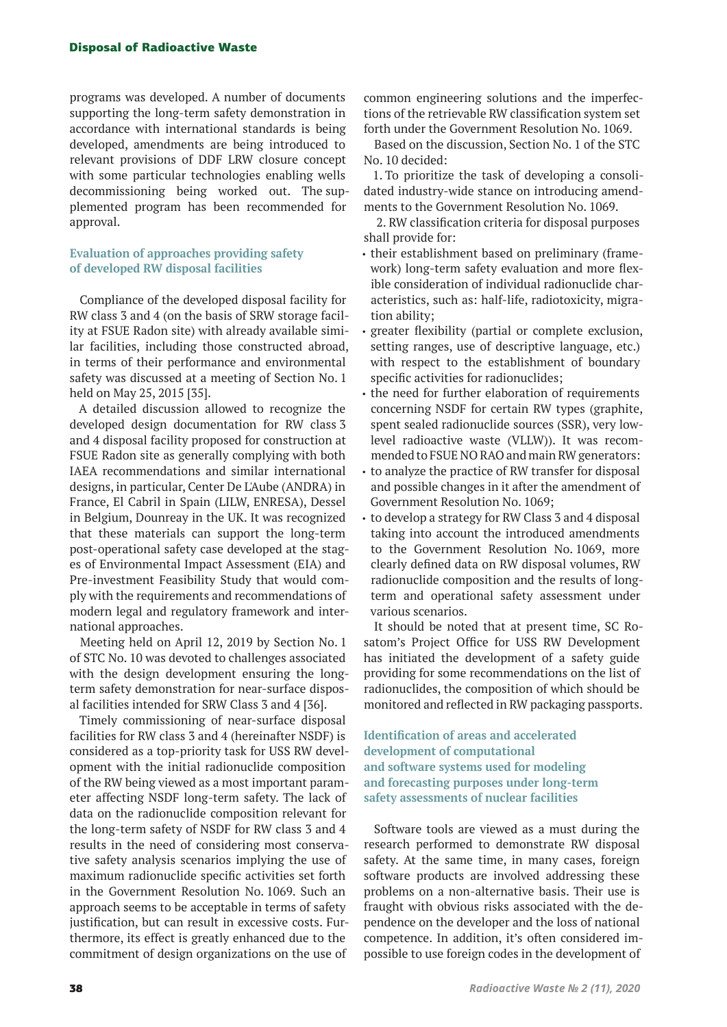programs was developed. A number of documents supporting the long-term safety demonstration in accordance with international standards is being developed, amendments are being introduced to relevant provisions of DDF LRW closure concept with some particular technologies enabling wells decommissioning being worked out. The supplemented program has been recommended for approval.

### Evaluation of approaches providing safety of developed RW disposal facilities

Compliance of the developed disposal facility for RW class 3 and 4 (on the basis of SRW storage facility at FSUE Radon site) with already available similar facilities, including those constructed abroad, in terms of their performance and environmental safety was discussed at a meeting of Section No. 1 held on May 25, 2015 [35].

A detailed discussion allowed to recognize the developed design documentation for RW class 3 and 4 disposal facility proposed for construction at FSUE Radon site as generally complying with both IAEA recommendations and similar international designs, in particular, Center De L'Aube (ANDRA) in France, El Cabril in Spain (LILW, ENRESA), Dessel in Belgium, Dounreay in the UK. It was recognized that these materials can support the long-term post-operational safety case developed at the stages of Environmental Impact Assessment (EIA) and Pre-investment Feasibility Study that would comply with the requirements and recommendations of modern legal and regulatory framework and international approaches.

Meeting held on April 12, 2019 by Section No. 1 of STC No. 10 was devoted to challenges associated with the design development ensuring the long-term safety demonstration for near-surface disposal facilities intended for SRW Class 3 and 4 [36].

Timely commissioning of near-surface disposal facilities for RW class 3 and 4 (hereinafter NSDF) is considered as a top-priority task for USS RW development with the initial radionuclide composition of the RW being viewed as a most important parameter affecting NSDF long-term safety. The lack of data on the radionuclide composition relevant for the long-term safety of NSDF for RW class 3 and 4 results in the need of considering most conservative safety analysis scenarios implying the use of maximum radionuclide specific activities set forth in the Government Resolution No. 1069. Such an approach seems to be acceptable in terms of safety justification, but can result in excessive costs. Furthermore, its effect is greatly enhanced due to the commitment of design organizations on the use of common engineering solutions and the imperfections of the retrievable RW classification system set forth under the Government Resolution No. 1069.

Based on the discussion, Section No. 1 of the STC No. 10 decided:

1. To prioritize the task of developing a consolidated industry-wide stance on introducing amendments to the Government Resolution No. 1069.

2. RW classification criteria for disposal purposes shall provide for:

- their establishment based on preliminary (framework) long-term safety evaluation and more flexible consideration of individual radionuclide characteristics, such as: half-life, radiotoxicity, migration ability;
- greater flexibility (partial or complete exclusion, setting ranges, use of descriptive language, etc.) with respect to the establishment of boundary specific activities for radionuclides;
- the need for further elaboration of requirements concerning NSDF for certain RW types (graphite, spent sealed radionuclide sources (SSR), very low-level radioactive waste (VLLW)). It was recommended to FSUE NO RAO and main RW generators:
- to analyze the practice of RW transfer for disposal and possible changes in it after the amendment of Government Resolution No. 1069;
- to develop a strategy for RW Class 3 and 4 disposal taking into account the introduced amendments to the Government Resolution No. 1069, more clearly defined data on RW disposal volumes, RW radionuclide composition and the results of long-term and operational safety assessment under various scenarios.

It should be noted that at present time, SC Rosatom's Project Office for USS RW Development has initiated the development of a safety guide providing for some recommendations on the list of radionuclides, the composition of which should be monitored and reflected in RW packaging passports.

### Identification of areas and accelerated development of computational and software systems used for modeling and forecasting purposes under long-term safety assessments of nuclear facilities

Software tools are viewed as a must during the research performed to demonstrate RW disposal safety. At the same time, in many cases, foreign software products are involved addressing these problems on a non-alternative basis. Their use is fraught with obvious risks associated with the dependence on the developer and the loss of national competence. In addition, it's often considered impossible to use foreign codes in the development of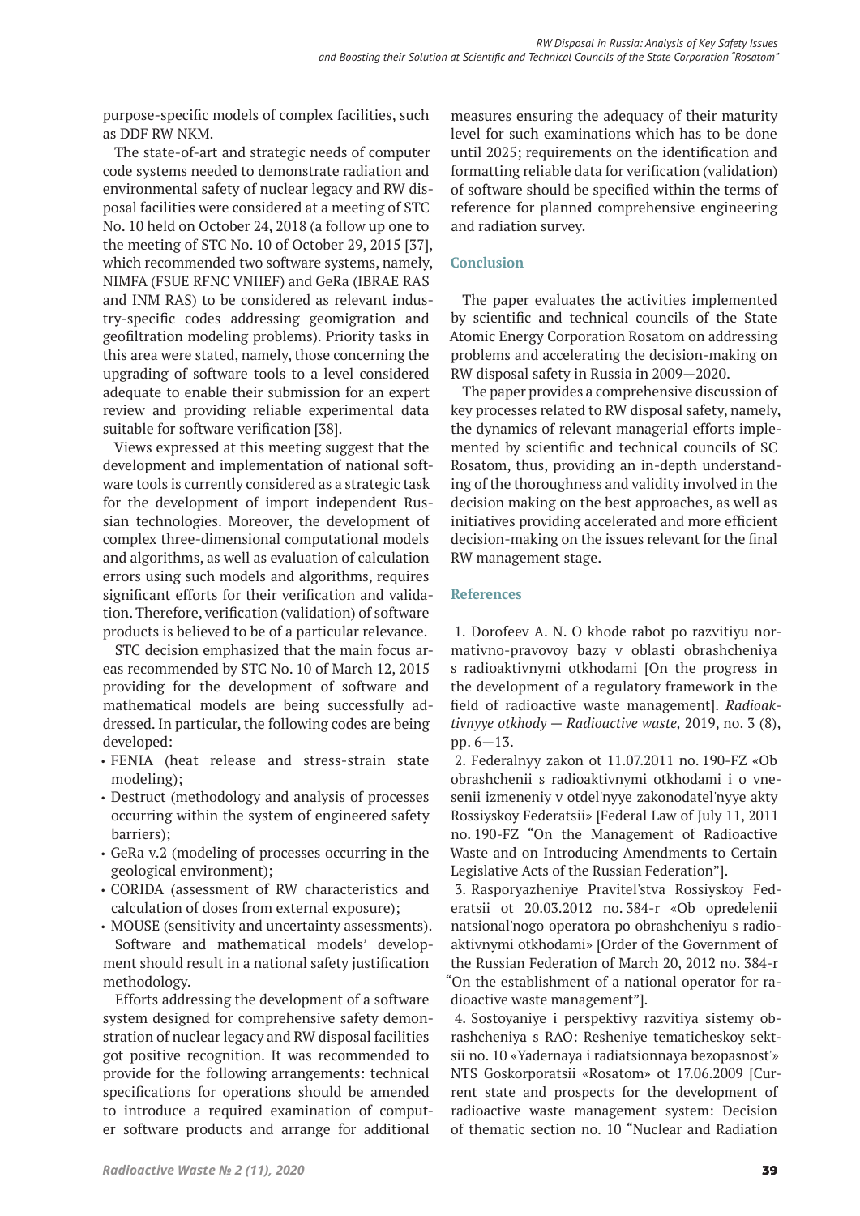purpose-specific models of complex facilities, such as DDF RW NKM.

The state-of-art and strategic needs of computer code systems needed to demonstrate radiation and environmental safety of nuclear legacy and RW disposal facilities were considered at a meeting of STC No. 10 held on October 24, 2018 (a follow up one to the meeting of STC No. 10 of October 29, 2015 [37], which recommended two software systems, namely, NIMFA (FSUE RFNC VNIIEF) and GeRa (IBRAE RAS and INM RAS) to be considered as relevant industry-specific codes addressing geomigration and geofiltration modeling problems). Priority tasks in this area were stated, namely, those concerning the upgrading of software tools to a level considered adequate to enable their submission for an expert review and providing reliable experimental data suitable for software verification [38].

Views expressed at this meeting suggest that the development and implementation of national software tools is currently considered as a strategic task for the development of import independent Russian technologies. Moreover, the development of complex three-dimensional computational models and algorithms, as well as evaluation of calculation errors using such models and algorithms, requires significant efforts for their verification and validation. Therefore, verification (validation) of software products is believed to be of a particular relevance.

STC decision emphasized that the main focus areas recommended by STC No. 10 of March 12, 2015 providing for the development of software and mathematical models are being successfully addressed. In particular, the following codes are being developed:

- FENIA (heat release and stress-strain state modeling);
- Destruct (methodology and analysis of processes occurring within the system of engineered safety barriers);
- GeRa v.2 (modeling of processes occurring in the geological environment);
- CORIDA (assessment of RW characteristics and calculation of doses from external exposure);
- MOUSE (sensitivity and uncertainty assessments).

Software and mathematical models' development should result in a national safety justification methodology.

Efforts addressing the development of a software system designed for comprehensive safety demonstration of nuclear legacy and RW disposal facilities got positive recognition. It was recommended to provide for the following arrangements: technical specifications for operations should be amended to introduce a required examination of computer software products and arrange for additional measures ensuring the adequacy of their maturity level for such examinations which has to be done until 2025; requirements on the identification and formatting reliable data for verification (validation) of software should be specified within the terms of reference for planned comprehensive engineering and radiation survey.

## Conclusion

The paper evaluates the activities implemented by scientific and technical councils of the State Atomic Energy Corporation Rosatom on addressing problems and accelerating the decision-making on RW disposal safety in Russia in 2009—2020.

The paper provides a comprehensive discussion of key processes related to RW disposal safety, namely, the dynamics of relevant managerial efforts implemented by scientific and technical councils of SC Rosatom, thus, providing an in-depth understanding of the thoroughness and validity involved in the decision making on the best approaches, as well as initiatives providing accelerated and more efficient decision-making on the issues relevant for the final RW management stage.

## References

1. Dorofeev A. N. O khode rabot po razvitiyu normativno-pravovoy bazy v oblasti obrashcheniya s radioaktivnymi otkhodami [On the progress in the development of a regulatory framework in the field of radioactive waste management]. *Radioaktivnyye otkhody — Radioactive waste,* 2019, no. 3 (8), pp. 6—13.

2. Federalnyy zakon ot 11.07.2011 no. 190-FZ «Ob obrashchenii s radioaktivnymi otkhodami i o vnesenii izmeneniy v otdel'nyye zakonodatel'nyye akty Rossiyskoy Federatsii» [Federal Law of July 11, 2011 no. 190-FZ "On the Management of Radioactive Waste and on Introducing Amendments to Certain Legislative Acts of the Russian Federation"].

3. Rasporyazheniye Pravitel'stva Rossiyskoy Federatsii ot 20.03.2012 no. 384-r «Ob opredelenii natsional'nogo operatora po obrashcheniyu s radioaktivnymi otkhodami» [Order of the Government of the Russian Federation of March 20, 2012 no. 384-r "On the establishment of a national operator for radioactive waste management"].

4. Sostoyaniye i perspektivy razvitiya sistemy obrashcheniya s RAO: Resheniye tematicheskoy sektsii no. 10 «Yadernaya i radiatsionnaya bezopasnost'» NTS Goskorporatsii «Rosatom» ot 17.06.2009 [Current state and prospects for the development of radioactive waste management system: Decision of thematic section no. 10 "Nuclear and Radiation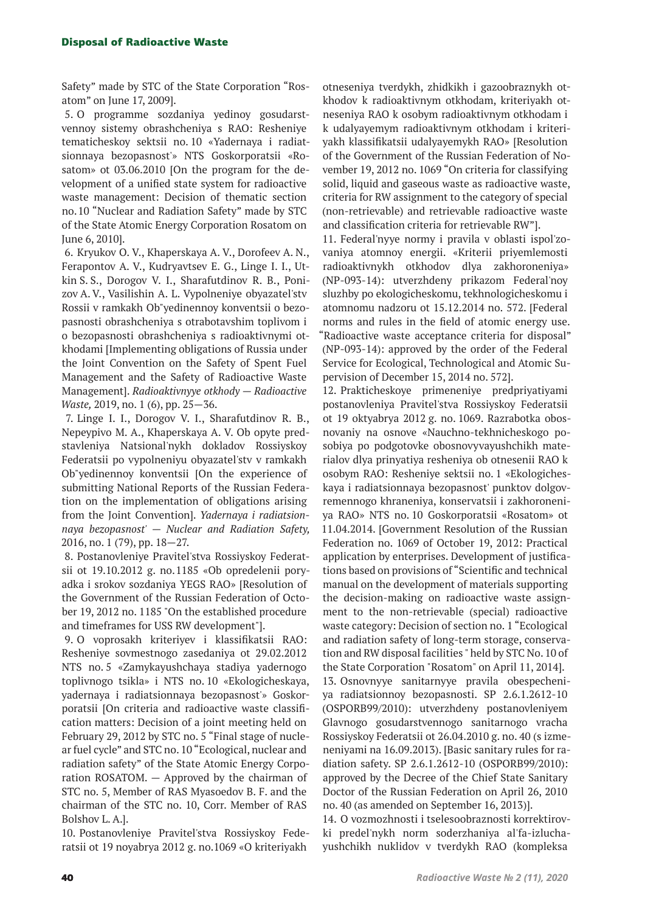Safety" made by STC of the State Corporation "Rosatom" on June 17, 2009].

5. O programme sozdaniya yedinoy gosudarstvennoy sistemy obrashcheniya s RAO: Resheniye tematicheskoy sektsii no. 10 «Yadernaya i radiatsionnaya bezopasnost'» NTS Goskorporatsii «Rosatom» ot 03.06.2010 [On the program for the development of a unified state system for radioactive waste management: Decision of thematic section no. 10 "Nuclear and Radiation Safety" made by STC of the State Atomic Energy Corporation Rosatom on June 6, 2010].

6. Kryukov O. V., Khaperskaya A. V., Dorofeev A. N., Ferapontov A. V., Kudryavtsev E. G., Linge I. I., Utkin S. S., Dorogov V. I., Sharafutdinov R. B., Ponizov A. V., Vasilishin A. L. Vypolneniye obyazatel'stv Rossii v ramkakh Ob"yedinennoy konventsii o bezopasnosti obrashcheniya s otrabotavshim toplivom i o bezopasnosti obrashcheniya s radioaktivnymi otkhodami [Implementing obligations of Russia under the Joint Convention on the Safety of Spent Fuel Management and the Safety of Radioactive Waste Management]. *Radioaktivnyye otkhody — Radioactive Waste,* 2019, no. 1 (6), pp. 25—36.

7. Linge I. I., Dorogov V. I., Sharafutdinov R. B., Nepeypivo M. A., Khaperskaya A. V. Ob opyte predstavleniya Natsional'nykh dokladov Rossiyskoy Federatsii po vypolneniyu obyazatel'stv v ramkakh Ob"yedinennoy konventsii [On the experience of submitting National Reports of the Russian Federation on the implementation of obligations arising from the Joint Convention]. *Yadernaya i radiatsionnaya bezopasnost' — Nuclear and Radiation Safety,* 2016, no. 1 (79), pp. 18—27.

8. Postanovleniye Pravitel'stva Rossiyskoy Federatsii ot 19.10.2012 g. no. 1185 «Ob opredelenii poryadka i srokov sozdaniya YEGS RAO» [Resolution of the Government of the Russian Federation of October 19, 2012 no. 1185 "On the established procedure and timeframes for USS RW development"].

9. O voprosakh kriteriyev i klassifikatsii RAO: Resheniye sovmestnogo zasedaniya ot 29.02.2012 NTS no. 5 «Zamykayushchaya stadiya yadernogo toplivnogo tsikla» i NTS no. 10 «Ekologicheskaya, yadernaya i radiatsionnaya bezopasnost'» Goskorporatsii [On criteria and radioactive waste classification matters: Decision of a joint meeting held on February 29, 2012 by STC no. 5 "Final stage of nuclear fuel cycle" and STC no. 10 "Ecological, nuclear and radiation safety" of the State Atomic Energy Corporation ROSATOM. — Approved by the chairman of STC no. 5, Member of RAS Myasoedov B. F. and the chairman of the STC no. 10, Corr. Member of RAS Bolshov L. A.].

10. Postanovleniye Pravitel'stva Rossiyskoy Federatsii ot 19 noyabrya 2012 g. no.1069 «O kriteriyakh otneseniya tverdykh, zhidkikh i gazoobraznykh otkhodov k radioaktivnym otkhodam, kriteriyakh otneseniya RAO k osobym radioaktivnym otkhodam i k udalyayemym radioaktivnym otkhodam i kriteriyakh klassifikatsii udalyayemykh RAO» [Resolution of the Government of the Russian Federation of November 19, 2012 no. 1069 "On criteria for classifying solid, liquid and gaseous waste as radioactive waste, criteria for RW assignment to the category of special (non-retrievable) and retrievable radioactive waste and classification criteria for retrievable RW"].

11. Federal'nyye normy i pravila v oblasti ispol'zovaniya atomnoy energii. «Kriterii priyemlemosti radioaktivnykh otkhodov dlya zakhoroneniya» (NP-093-14): utverzhdeny prikazom Federal'noy sluzhby po ekologicheskomu, tekhnologicheskomu i atomnomu nadzoru ot 15.12.2014 no. 572. [Federal norms and rules in the field of atomic energy use. "Radioactive waste acceptance criteria for disposal" (NP-093-14): approved by the order of the Federal Service for Ecological, Technological and Atomic Supervision of December 15, 2014 no. 572].

12. Prakticheskoye primeneniye predpriyatiyami postanovleniya Pravitel'stva Rossiyskoy Federatsii ot 19 oktyabrya 2012 g. no. 1069. Razrabotka obosnovaniy na osnove «Nauchno-tekhnicheskogo posobiya po podgotovke obosnovyvayushchikh materialov dlya prinyatiya resheniya ob otnesenii RAO k osobym RAO: Resheniye sektsii no. 1 «Ekologicheskaya i radiatsionnaya bezopasnost' punktov dolgovremennogo khraneniya, konservatsii i zakhoroneniya RAO» NTS no. 10 Goskorporatsii «Rosatom» ot 11.04.2014. [Government Resolution of the Russian Federation no. 1069 of October 19, 2012: Practical application by enterprises. Development of justifications based on provisions of "Scientific and technical manual on the development of materials supporting the decision-making on radioactive waste assignment to the non-retrievable (special) radioactive waste category: Decision of section no. 1 "Ecological and radiation safety of long-term storage, conservation and RW disposal facilities " held by STC No. 10 of the State Corporation "Rosatom" on April 11, 2014].

13. Osnovnyye sanitarnyye pravila obespecheniya radiatsionnoy bezopasnosti. SP 2.6.1.2612-10 (OSPORB99/2010): utverzhdeny postanovleniyem Glavnogo gosudarstvennogo sanitarnogo vracha Rossiyskoy Federatsii ot 26.04.2010 g. no. 40 (s izmeneniyami na 16.09.2013). [Basic sanitary rules for radiation safety. SP 2.6.1.2612-10 (OSPORB99/2010): approved by the Decree of the Chief State Sanitary Doctor of the Russian Federation on April 26, 2010 no. 40 (as amended on September 16, 2013)].

14. O vozmozhnosti i tselesoobraznosti korrektirovki predel'nykh norm soderzhaniya al'fa-izluchayushchikh nuklidov v tverdykh RAO (kompleksa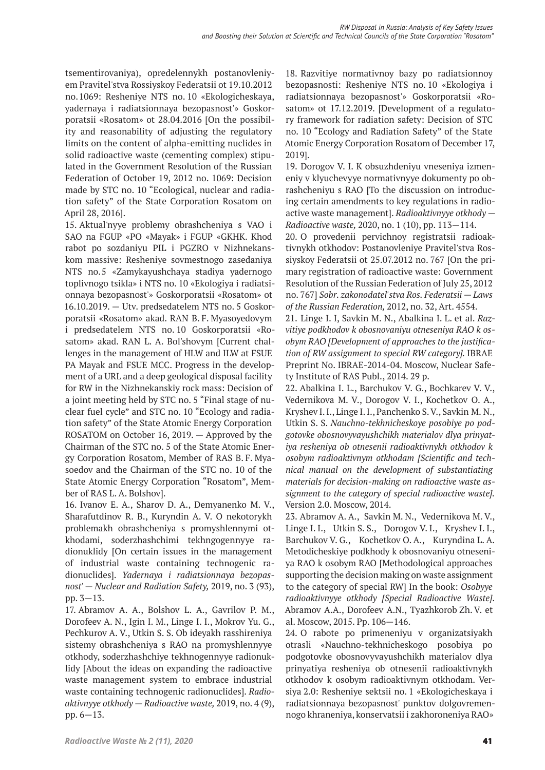tsementirovaniya), opredelennykh postanovleniyem Pravitel'stva Rossiyskoy Federatsii ot 19.10.2012 no. 1069: Resheniye NTS no. 10 «Ekologicheskaya, yadernaya i radiatsionnaya bezopasnost'» Goskorporatsii «Rosatom» ot 28.04.2016 [On the possibility and reasonability of adjusting the regulatory limits on the content of alpha-emitting nuclides in solid radioactive waste (cementing complex) stipulated in the Government Resolution of the Russian Federation of October 19, 2012 no. 1069: Decision made by STC no. 10 "Ecological, nuclear and radiation safety" of the State Corporation Rosatom on April 28, 2016].

15. Aktual'nyye problemy obrashcheniya s VAO i SAO na FGUP «PO «Mayak» i FGUP «GKHK. Khod rabot po sozdaniyu PIL i PGZRO v Nizhnekanskom massive: Resheniye sovmestnogo zasedaniya NTS no. 5 «Zamykayushchaya stadiya yadernogo toplivnogo tsikla» i NTS no. 10 «Ekologiya i radiatsionnaya bezopasnost'» Goskorporatsii «Rosatom» ot 16.10.2019. — Utv. predsedatelem NTS no. 5 Goskorporatsii «Rosatom» akad. RAN B. F. Myasoyedovym i predsedatelem NTS no. 10 Goskorporatsii «Rosatom» akad. RAN L. A. Bol'shovym [Current challenges in the management of HLW and ILW at FSUE PA Mayak and FSUE MCC. Progress in the development of a URL and a deep geological disposal facility for RW in the Nizhnekanskiy rock mass: Decision of a joint meeting held by STC no. 5 "Final stage of nuclear fuel cycle" and STC no. 10 "Ecology and radiation safety" of the State Atomic Energy Corporation ROSATOM on October 16, 2019. — Approved by the Chairman of the STC no. 5 of the State Atomic Energy Corporation Rosatom, Member of RAS B. F. Myasoedov and the Chairman of the STC no. 10 of the State Atomic Energy Corporation "Rosatom", Member of RAS L. A. Bolshov].

16. Ivanov E. A., Sharov D. A., Demyanenko M. V., Sharafutdinov R. B., Kuryndin A. V. O nekotorykh problemakh obrashcheniya s promyshlennymi otkhodami, soderzhashchimi tekhngogennyye radionuklidy [On certain issues in the management of industrial waste containing technogenic radionuclides]. *Yadernaya i radiatsionnaya bezopasnost' — Nuclear and Radiation Safety,* 2019, no. 3 (93), pp. 3—13.

17. Abramov A. A., Bolshov L. A., Gavrilov P. M., Dorofeev A. N., Igin I. M., Linge I. I., Mokrov Yu. G., Pechkurov A. V., Utkin S. S. Ob ideyakh rasshireniya sistemy obrashcheniya s RAO na promyshlennyye otkhody, soderzhashchiye tekhnogennyye radionuklidy [About the ideas on expanding the radioactive waste management system to embrace industrial waste containing technogenic radionuclides]. *Radioaktivnyye otkhody — Radioactive waste,* 2019, no. 4 (9), pp. 6—13.

18. Razvitiye normativnoy bazy po radiatsionnoy bezopasnosti: Resheniye NTS no. 10 «Ekologiya i radiatsionnaya bezopasnost'» Goskorporatsii «Rosatom» ot 17.12.2019. [Development of a regulatory framework for radiation safety: Decision of STC no. 10 "Ecology and Radiation Safety" of the State Atomic Energy Corporation Rosatom of December 17, 2019].

19. Dorogov V. I. K obsuzhdeniyu vneseniya izmeneniy v klyuchevyye normativnyye dokumenty po obrashcheniyu s RAO [To the discussion on introducing certain amendments to key regulations in radioactive waste management]. *Radioaktivnyye otkhody — Radioactive waste,* 2020, no. 1 (10), pp. 113—114.

20. O provedenii pervichnoy registratsii radioaktivnykh otkhodov: Postanovleniye Pravitel'stva Rossiyskoy Federatsii ot 25.07.2012 no. 767 [On the primary registration of radioactive waste: Government Resolution of the Russian Federation of July 25, 2012 no. 767] *Sobr. zakonodatel'stva Ros. Federatsii — Laws of the Russian Federation,* 2012, no. 32, Art. 4554.

21. Linge I. I, Savkin M. N., Abalkina I. L. et al. *Razvitiye podkhodov k obosnovaniyu otneseniya RAO k osobym RAO [Development of approaches to the justification of RW assignment to special RW category].* IBRAE Preprint No. IBRAE-2014-04. Moscow, Nuclear Safety Institute of RAS Publ., 2014. 29 p.

22. Abalkina I. L., Barchukov V. G., Bochkarev V. V., Vedernikova M. V., Dorogov V. I., Kochetkov O. A., Kryshev I. I., Linge I. I., Panchenko S. V., Savkin M. N., Utkin S. S. *Nauchno-tekhnicheskoye posobiye po podgotovke obosnovyvayushchikh materialov dlya prinyatiya resheniya ob otnesenii radioaktivnykh otkhodov k osobym radioaktivnym otkhodam [Scientific and technical manual on the development of substantiating materials for decision-making on radioactive waste assignment to the category of special radioactive waste].* Version 2.0. Moscow, 2014.

23. Abramov A. A., Savkin M. N., Vedernikova M. V., Linge I. I., Utkin S. S., Dorogov V. I., Kryshev I. I., Barchukov V. G., Kochetkov O. A., Kuryndina L. A. Metodicheskiye podkhody k obosnovaniyu otneseniya RAO k osobym RAO [Methodological approaches supporting the decision making on waste assignment to the category of special RW] In the book: *Osobyye radioaktivnyye otkhody [Special Radioactive Waste].* Abramov A.A., Dorofeev A.N., Tyazhkorob Zh. V. et al. Moscow, 2015. Pp. 106—146.

24. O rabote po primeneniyu v organizatsiyakh otrasli «Nauchno-tekhnicheskogo posobiya po podgotovke obosnovyvayushchikh materialov dlya prinyatiya resheniya ob otnesenii radioaktivnykh otkhodov k osobym radioaktivnym otkhodam. Versiya 2.0: Resheniye sektsii no. 1 «Ekologicheskaya i radiatsionnaya bezopasnost' punktov dolgovremennogo khraneniya, konservatsii i zakhoroneniya RAO»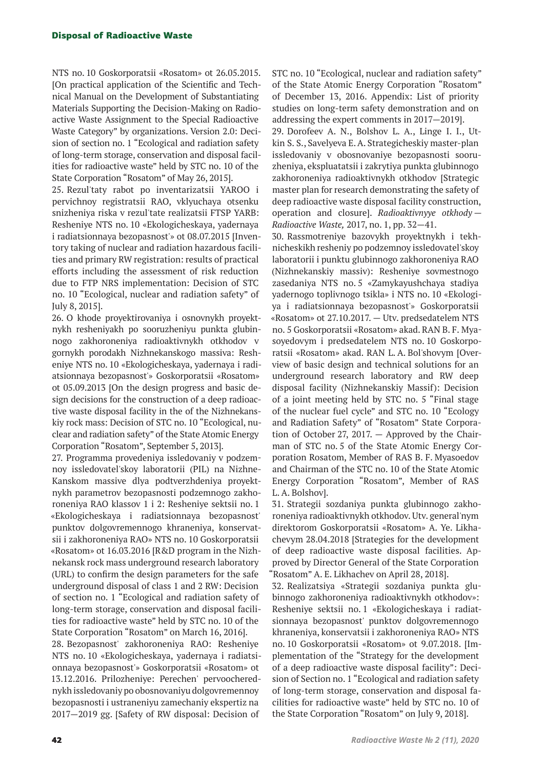NTS no. 10 Goskorporatsii «Rosatom» ot 26.05.2015. [On practical application of the Scientific and Technical Manual on the Development of Substantiating Materials Supporting the Decision-Making on Radioactive Waste Assignment to the Special Radioactive Waste Category" by organizations. Version 2.0: Decision of section no. 1 "Ecological and radiation safety of long-term storage, conservation and disposal facilities for radioactive waste" held by STC no. 10 of the State Corporation "Rosatom" of May 26, 2015].

25. Rezul'taty rabot po inventarizatsii YAROO i pervichnoy registratsii RAO, vklyuchaya otsenku snizheniya riska v rezul'tate realizatsii FTSP YARB: Resheniye NTS no. 10 «Ekologicheskaya, yadernaya i radiatsionnaya bezopasnost'» ot 08.07.2015 [Inventory taking of nuclear and radiation hazardous facilities and primary RW registration: results of practical efforts including the assessment of risk reduction due to FTP NRS implementation: Decision of STC no. 10 "Ecological, nuclear and radiation safety" of July 8, 2015].

26. O khode proyektirovaniya i osnovnykh proyektnykh resheniyakh po sooruzheniyu punkta glubinnogo zakhoroneniya radioaktivnykh otkhodov v gornykh porodakh Nizhnekanskogo massiva: Resheniye NTS no. 10 «Ekologicheskaya, yadernaya i radiatsionnaya bezopasnost'» Goskorporatsii «Rosatom» ot 05.09.2013 [On the design progress and basic design decisions for the construction of a deep radioactive waste disposal facility in the of the Nizhnekanskiy rock mass: Decision of STC no. 10 "Ecological, nuclear and radiation safety" of the State Atomic Energy Corporation "Rosatom", September 5, 2013].

27. Programma provedeniya issledovaniy v podzemnoy issledovatel'skoy laboratorii (PIL) na Nizhne-Kanskom massive dlya podtverzhdeniya proyektnykh parametrov bezopasnosti podzemnogo zakhoroneniya RAO klassov 1 i 2: Resheniye sektsii no. 1 «Ekologicheskaya i radiatsionnaya bezopasnost' punktov dolgovremennogo khraneniya, konservatsii i zakhoroneniya RAO» NTS no. 10 Goskorporatsii «Rosatom» ot 16.03.2016 [R&D program in the Nizhnekansk rock mass underground research laboratory (URL) to confirm the design parameters for the safe underground disposal of class 1 and 2 RW: Decision of section no. 1 "Ecological and radiation safety of long-term storage, conservation and disposal facilities for radioactive waste" held by STC no. 10 of the State Corporation "Rosatom" on March 16, 2016].

28. Bezopasnost' zakhoroneniya RAO: Resheniye NTS no. 10 «Ekologicheskaya, yadernaya i radiatsionnaya bezopasnost'» Goskorporatsii «Rosatom» ot 13.12.2016. Prilozheniye: Perechen' pervoocherednykh issledovaniy po obosnovaniyu dolgovremennoy bezopasnosti i ustraneniyu zamechaniy ekspertiz na 2017—2019 gg. [Safety of RW disposal: Decision of STC no. 10 "Ecological, nuclear and radiation safety" of the State Atomic Energy Corporation "Rosatom" of December 13, 2016. Appendix: List of priority studies on long-term safety demonstration and on addressing the expert comments in 2017—2019].

29. Dorofeev A. N., Bolshov L. A., Linge I. I., Utkin S. S., Savelyeva E. A. Strategicheskiy master-plan issledovaniy v obosnovaniye bezopasnosti sooruzheniya, ekspluatatsii i zakrytiya punkta glubinnogo zakhoroneniya radioaktivnykh otkhodov [Strategic master plan for research demonstrating the safety of deep radioactive waste disposal facility construction, operation and closure]. *Radioaktivnyye otkhody — Radioactive Waste,* 2017, no. 1, pp. 32—41.

30. Rassmotreniye bazovykh proyektnykh i tekhnicheskikh resheniy po podzemnoy issledovatel'skoy laboratorii i punktu glubinnogo zakhoroneniya RAO (Nizhnekanskiy massiv): Resheniye sovmestnogo zasedaniya NTS no. 5 «Zamykayushchaya stadiya yadernogo toplivnogo tsikla» i NTS no. 10 «Ekologiya i radiatsionnaya bezopasnost'» Goskorporatsii «Rosatom» ot 27.10.2017. — Utv. predsedatelem NTS no. 5 Goskorporatsii «Rosatom» akad. RAN B. F. Myasoyedovym i predsedatelem NTS no. 10 Goskorporatsii «Rosatom» akad. RAN L. A. Bol'shovym [Overview of basic design and technical solutions for an underground research laboratory and RW deep disposal facility (Nizhnekanskiy Massif): Decision of a joint meeting held by STC no. 5 "Final stage of the nuclear fuel cycle" and STC no. 10 "Ecology and Radiation Safety" of "Rosatom" State Corporation of October 27, 2017. — Approved by the Chairman of STC no. 5 of the State Atomic Energy Corporation Rosatom, Member of RAS B. F. Myasoedov and Chairman of the STC no. 10 of the State Atomic Energy Corporation "Rosatom", Member of RAS L. A. Bolshov].

31. Strategii sozdaniya punkta glubinnogo zakhoroneniya radioaktivnykh otkhodov. Utv. general'nym direktorom Goskorporatsii «Rosatom» A. Ye. Likhachevym 28.04.2018 [Strategies for the development of deep radioactive waste disposal facilities. Approved by Director General of the State Corporation "Rosatom" A. E. Likhachev on April 28, 2018].

32. Realizatsiya «Strategii sozdaniya punkta glubinnogo zakhoroneniya radioaktivnykh otkhodov»: Resheniye sektsii no. 1 «Ekologicheskaya i radiatsionnaya bezopasnost' punktov dolgovremennogo khraneniya, konservatsii i zakhoroneniya RAO» NTS no. 10 Goskorporatsii «Rosatom» ot 9.07.2018. [Implementation of the "Strategy for the development of a deep radioactive waste disposal facility": Decision of Section no. 1 "Ecological and radiation safety of long-term storage, conservation and disposal facilities for radioactive waste" held by STC no. 10 of the State Corporation "Rosatom" on July 9, 2018].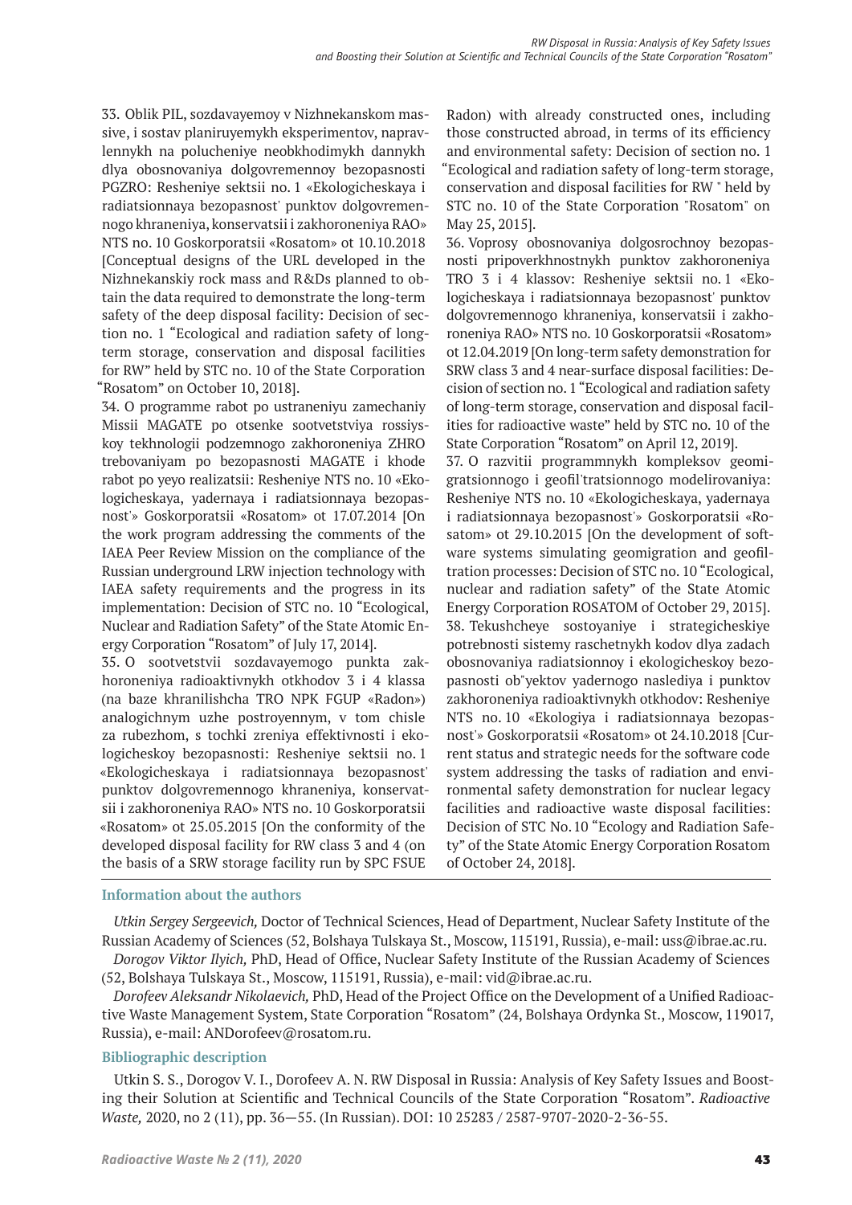33. Oblik PIL, sozdavayemoy v Nizhnekanskom massive, i sostav planiruyemykh eksperimentov, napravlennykh na polucheniye neobkhodimykh dannykh dlya obosnovaniya dolgovremennoy bezopasnosti PGZRO: Resheniye sektsii no. 1 «Ekologicheskaya i radiatsionnaya bezopasnost' punktov dolgovremennogo khraneniya, konservatsii i zakhoroneniya RAO» NTS no. 10 Goskorporatsii «Rosatom» ot 10.10.2018 [Conceptual designs of the URL developed in the Nizhnekanskiy rock mass and R&Ds planned to obtain the data required to demonstrate the long-term safety of the deep disposal facility: Decision of section no. 1 "Ecological and radiation safety of long-term storage, conservation and disposal facilities for RW" held by STC no. 10 of the State Corporation "Rosatom" on October 10, 2018].

34. O programme rabot po ustraneniyu zamechaniy Missii MAGATE po otsenke sootvetstviya rossiyskoy tekhnologii podzemnogo zakhoroneniya ZHRO trebovaniyam po bezopasnosti MAGATE i khode rabot po yeyo realizatsii: Resheniye NTS no. 10 «Ekologicheskaya, yadernaya i radiatsionnaya bezopasnost'» Goskorporatsii «Rosatom» ot 17.07.2014 [On the work program addressing the comments of the IAEA Peer Review Mission on the compliance of the Russian underground LRW injection technology with IAEA safety requirements and the progress in its implementation: Decision of STC no. 10 "Ecological, Nuclear and Radiation Safety" of the State Atomic Energy Corporation "Rosatom" of July 17, 2014].

35. O sootvetstvii sozdavayemogo punkta zakhoroneniya radioaktivnykh otkhodov 3 i 4 klassa (na baze khranilishcha TRO NPK FGUP «Radon») analogichnym uzhe postroyennym, v tom chisle za rubezhom, s tochki zreniya effektivnosti i ekologicheskoy bezopasnosti: Resheniye sektsii no. 1 «Ekologicheskaya i radiatsionnaya bezopasnost' punktov dolgovremennogo khraneniya, konservatsii i zakhoroneniya RAO» NTS no. 10 Goskorporatsii «Rosatom» ot 25.05.2015 [On the conformity of the developed disposal facility for RW class 3 and 4 (on the basis of a SRW storage facility run by SPC FSUE Radon) with already constructed ones, including those constructed abroad, in terms of its efficiency and environmental safety: Decision of section no. 1 "Ecological and radiation safety of long-term storage, conservation and disposal facilities for RW " held by STC no. 10 of the State Corporation "Rosatom" on May 25, 2015].

36. Voprosy obosnovaniya dolgosrochnoy bezopasnosti pripoverkhnostnykh punktov zakhoroneniya TRO 3 i 4 klassov: Resheniye sektsii no. 1 «Ekologicheskaya i radiatsionnaya bezopasnost' punktov dolgovremennogo khraneniya, konservatsii i zakhoroneniya RAO» NTS no. 10 Goskorporatsii «Rosatom» ot 12.04.2019 [On long-term safety demonstration for SRW class 3 and 4 near-surface disposal facilities: Decision of section no. 1 "Ecological and radiation safety of long-term storage, conservation and disposal facilities for radioactive waste" held by STC no. 10 of the State Corporation "Rosatom" on April 12, 2019].

37. O razvitii programmnykh kompleksov geomigratsionnogo i geofil'tratsionnogo modelirovaniya: Resheniye NTS no. 10 «Ekologicheskaya, yadernaya i radiatsionnaya bezopasnost'» Goskorporatsii «Rosatom» ot 29.10.2015 [On the development of software systems simulating geomigration and geofiltration processes: Decision of STC no. 10 "Ecological, nuclear and radiation safety" of the State Atomic Energy Corporation ROSATOM of October 29, 2015].

38. Tekushcheye sostoyaniye i strategicheskiye potrebnosti sistemy raschetnykh kodov dlya zadach obosnovaniya radiatsionnoy i ekologicheskoy bezopasnosti ob"yektov yadernogo naslediya i punktov zakhoroneniya radioaktivnykh otkhodov: Resheniye NTS no. 10 «Ekologiya i radiatsionnaya bezopasnost'» Goskorporatsii «Rosatom» ot 24.10.2018 [Current status and strategic needs for the software code system addressing the tasks of radiation and environmental safety demonstration for nuclear legacy facilities and radioactive waste disposal facilities: Decision of STC No. 10 "Ecology and Radiation Safety" of the State Atomic Energy Corporation Rosatom of October 24, 2018].

### Information about the authors

*Utkin Sergey Sergeevich,* Doctor of Technical Sciences, Head of Department, Nuclear Safety Institute of the Russian Academy of Sciences (52, Bolshaya Tulskaya St., Moscow, 115191, Russia), e-mail: uss@ibrae.ac.ru.

*Dorogov Viktor Ilyich,* PhD, Head of Office, Nuclear Safety Institute of the Russian Academy of Sciences (52, Bolshaya Tulskaya St., Moscow, 115191, Russia), e-mail: vid@ibrae.ac.ru.

*Dorofeev Aleksandr Nikolaevich,* PhD, Head of the Project Office on the Development of a Unified Radioactive Waste Management System, State Corporation "Rosatom" (24, Bolshaya Ordynka St., Moscow, 119017, Russia), e-mail: ANDorofeev@rosatom.ru.

### Bibliographic description

Utkin S. S., Dorogov V. I., Dorofeev A. N. RW Disposal in Russia: Analysis of Key Safety Issues and Boosting their Solution at Scientific and Technical Councils of the State Corporation "Rosatom". *Radioactive Waste,* 2020, no 2 (11), pp. 36—55. (In Russian). DOI: 10 25283 / 2587-9707-2020-2-36-55.